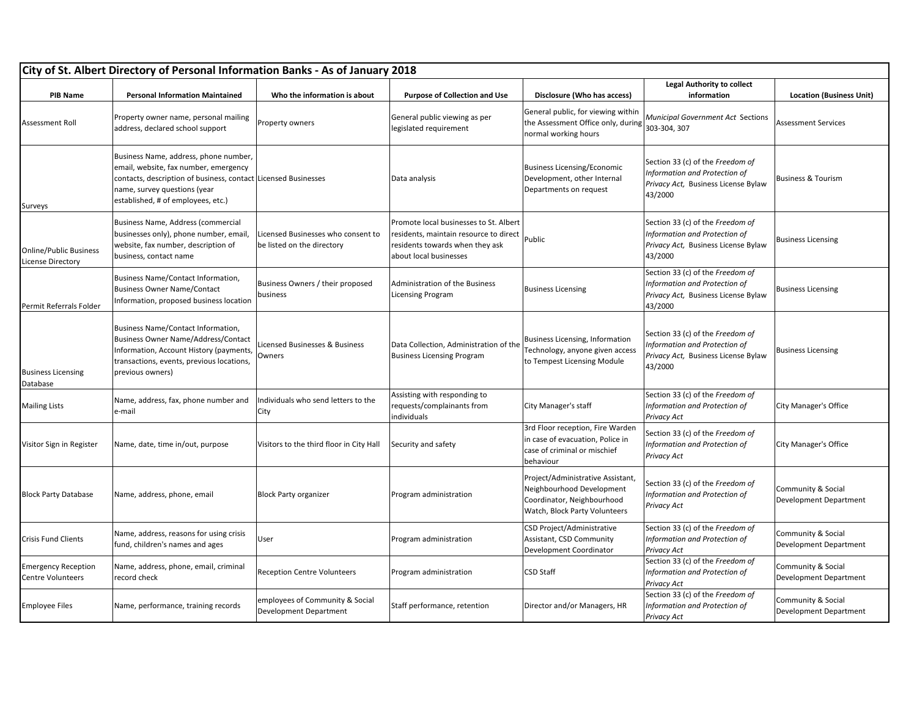# City of St. Albert Directory of Personal Information Banks - As of January 2018

| PIB Name | Personal Information Maintained | Who the information is about | Purpose of Collection and Use | Disclosure (Who has access) | Legal Authority to collect information | Location (Business Unit) |
|---|---|---|---|---|---|---|
| Assessment Roll | Property owner name, personal mailing address, declared school support | Property owners | General public viewing as per legislated requirement | General public, for viewing within the Assessment Office only, during normal working hours | *Municipal Government Act* Sections 303-304, 307 | Assessment Services |
| Surveys | Business Name, address, phone number, email, website, fax number, emergency contacts, description of business, contact name, survey questions (year established, # of employees, etc.) | Licensed Businesses | Data analysis | Business Licensing/Economic Development, other Internal Departments on request | Section 33 (c) of the *Freedom of Information and Protection of Privacy Act*, Business License Bylaw 43/2000 | Business & Tourism |
| Online/Public Business License Directory | Business Name, Address (commercial businesses only), phone number, email, website, fax number, description of business, contact name | Licensed Businesses who consent to be listed on the directory | Promote local businesses to St. Albert residents, maintain resource to direct residents towards when they ask about local businesses | Public | Section 33 (c) of the *Freedom of Information and Protection of Privacy Act*, Business License Bylaw 43/2000 | Business Licensing |
| Permit Referrals Folder | Business Name/Contact Information, Business Owner Name/Contact Information, proposed business location | Business Owners / their proposed business | Administration of the Business Licensing Program | Business Licensing | Section 33 (c) of the *Freedom of Information and Protection of Privacy Act*, Business License Bylaw 43/2000 | Business Licensing |
| Business Licensing Database | Business Name/Contact Information, Business Owner Name/Address/Contact Information, Account History (payments, transactions, events, previous locations, previous owners) | Licensed Businesses & Business Owners | Data Collection, Administration of the Business Licensing Program | Business Licensing, Information Technology, anyone given access to Tempest Licensing Module | Section 33 (c) of the *Freedom of Information and Protection of Privacy Act*, Business License Bylaw 43/2000 | Business Licensing |
| Mailing Lists | Name, address, fax, phone number and e-mail | Individuals who send letters to the City | Assisting with responding to requests/complainants from individuals | City Manager's staff | Section 33 (c) of the *Freedom of Information and Protection of Privacy Act* | City Manager's Office |
| Visitor Sign in Register | Name, date, time in/out, purpose | Visitors to the third floor in City Hall | Security and safety | 3rd Floor reception, Fire Warden in case of evacuation, Police in case of criminal or mischief behaviour | Section 33 (c) of the *Freedom of Information and Protection of Privacy Act* | City Manager's Office |
| Block Party Database | Name, address, phone, email | Block Party organizer | Program administration | Project/Administrative Assistant, Neighbourhood Development Coordinator, Neighbourhood Watch, Block Party Volunteers | Section 33 (c) of the *Freedom of Information and Protection of Privacy Act* | Community & Social Development Department |
| Crisis Fund Clients | Name, address, reasons for using crisis fund, children's names and ages | User | Program administration | CSD Project/Administrative Assistant, CSD Community Development Coordinator | Section 33 (c) of the *Freedom of Information and Protection of Privacy Act* | Community & Social Development Department |
| Emergency Reception Centre Volunteers | Name, address, phone, email, criminal record check | Reception Centre Volunteers | Program administration | CSD Staff | Section 33 (c) of the *Freedom of Information and Protection of Privacy Act* | Community & Social Development Department |
| Employee Files | Name, performance, training records | employees of Community & Social Development Department | Staff performance, retention | Director and/or Managers, HR | Section 33 (c) of the *Freedom of Information and Protection of Privacy Act* | Community & Social Development Department |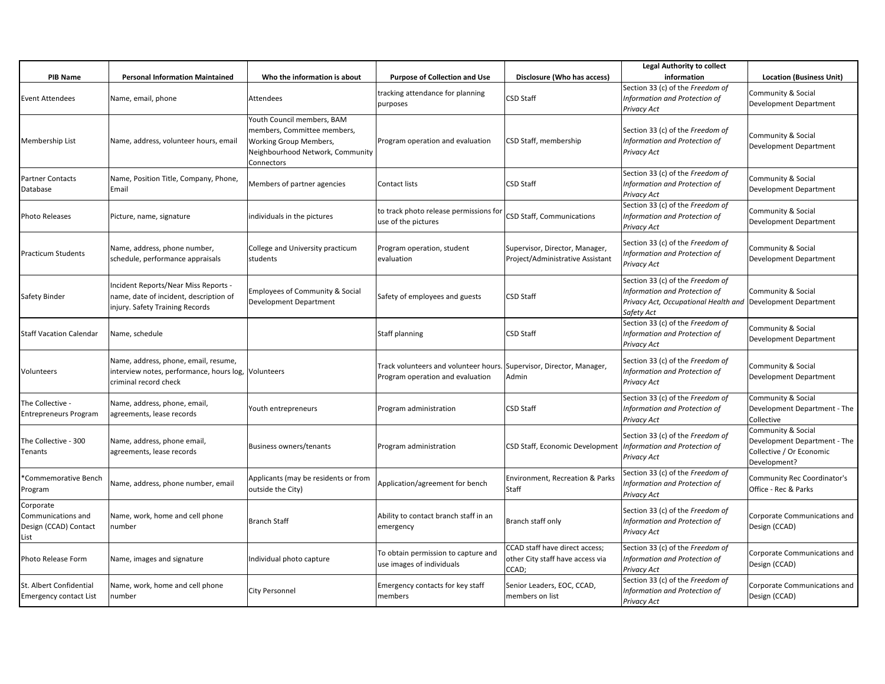| PIB Name | Personal Information Maintained | Who the information is about | Purpose of Collection and Use | Disclosure (Who has access) | Legal Authority to collect information | Location (Business Unit) |
|---|---|---|---|---|---|---|
| Event Attendees | Name, email, phone | Attendees | tracking attendance for planning purposes | CSD Staff | Section 33 (c) of the *Freedom of Information and Protection of Privacy Act* | Community & Social Development Department |
| Membership List | Name, address, volunteer hours, email | Youth Council members, BAM members, Committee members, Working Group Members, Neighbourhood Network, Community Connectors | Program operation and evaluation | CSD Staff, membership | Section 33 (c) of the *Freedom of Information and Protection of Privacy Act* | Community & Social Development Department |
| Partner Contacts Database | Name, Position Title, Company, Phone, Email | Members of partner agencies | Contact lists | CSD Staff | Section 33 (c) of the *Freedom of Information and Protection of Privacy Act* | Community & Social Development Department |
| Photo Releases | Picture, name, signature | individuals in the pictures | to track photo release permissions for use of the pictures | CSD Staff, Communications | Section 33 (c) of the *Freedom of Information and Protection of Privacy Act* | Community & Social Development Department |
| Practicum Students | Name, address, phone number, schedule, performance appraisals | College and University practicum students | Program operation, student evaluation | Supervisor, Director, Manager, Project/Administrative Assistant | Section 33 (c) of the *Freedom of Information and Protection of Privacy Act* | Community & Social Development Department |
| Safety Binder | Incident Reports/Near Miss Reports - name, date of incident, description of injury. Safety Training Records | Employees of Community & Social Development Department | Safety of employees and guests | CSD Staff | Section 33 (c) of the *Freedom of Information and Protection of Privacy Act, Occupational Health and Safety Act* | Community & Social Development Department |
| Staff Vacation Calendar | Name, schedule | | Staff planning | CSD Staff | Section 33 (c) of the *Freedom of Information and Protection of Privacy Act* | Community & Social Development Department |
| Volunteers | Name, address, phone, email, resume, interview notes, performance, hours log, criminal record check | Volunteers | Track volunteers and volunteer hours. Program operation and evaluation | Supervisor, Director, Manager, Admin | Section 33 (c) of the *Freedom of Information and Protection of Privacy Act* | Community & Social Development Department |
| The Collective - Entrepreneurs Program | Name, address, phone, email, agreements, lease records | Youth entrepreneurs | Program administration | CSD Staff | Section 33 (c) of the *Freedom of Information and Protection of Privacy Act* | Community & Social Development Department - The Collective |
| The Collective - 300 Tenants | Name, address, phone email, agreements, lease records | Business owners/tenants | Program administration | CSD Staff, Economic Development | Section 33 (c) of the *Freedom of Information and Protection of Privacy Act* | Community & Social Development Department - The Collective / Or Economic Development? |
| *Commemorative Bench Program | Name, address, phone number, email | Applicants (may be residents or from outside the City) | Application/agreement for bench | Environment, Recreation & Parks Staff | Section 33 (c) of the *Freedom of Information and Protection of Privacy Act* | Community Rec Coordinator's Office - Rec & Parks |
| Corporate Communications and Design (CCAD) Contact List | Name, work, home and cell phone number | Branch Staff | Ability to contact branch staff in an emergency | Branch staff only | Section 33 (c) of the *Freedom of Information and Protection of Privacy Act* | Corporate Communications and Design (CCAD) |
| Photo Release Form | Name, images and signature | Individual photo capture | To obtain permission to capture and use images of individuals | CCAD staff have direct access; other City staff have access via CCAD; | Section 33 (c) of the *Freedom of Information and Protection of Privacy Act* | Corporate Communications and Design (CCAD) |
| St. Albert Confidential Emergency contact List | Name, work, home and cell phone number | City Personnel | Emergency contacts for key staff members | Senior Leaders, EOC, CCAD, members on list | Section 33 (c) of the *Freedom of Information and Protection of Privacy Act* | Corporate Communications and Design (CCAD) |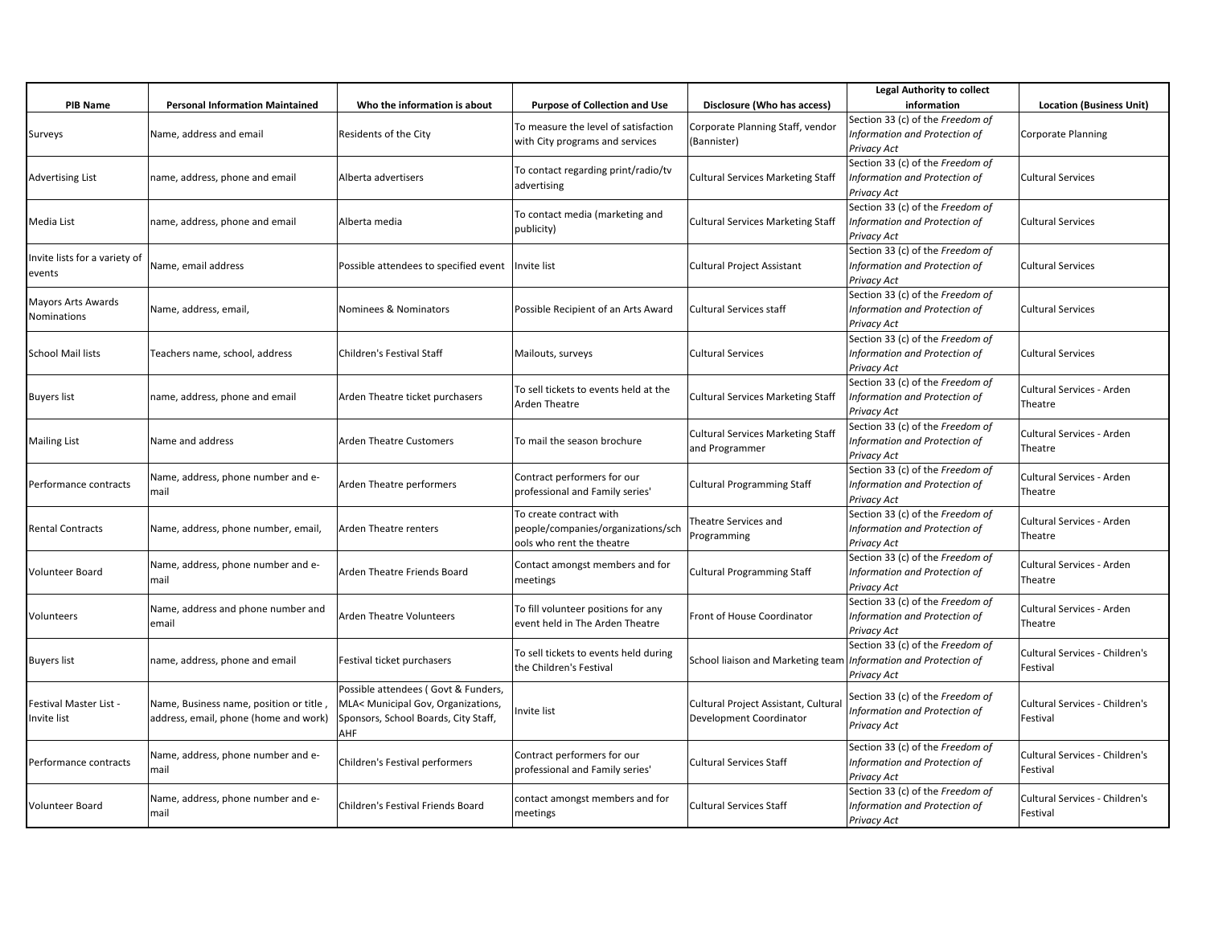| PIB Name | Personal Information Maintained | Who the information is about | Purpose of Collection and Use | Disclosure (Who has access) | Legal Authority to collect information | Location (Business Unit) |
|---|---|---|---|---|---|---|
| Surveys | Name, address and email | Residents of the City | To measure the level of satisfaction with City programs and services | Corporate Planning Staff, vendor (Bannister) | Section 33 (c) of the *Freedom of Information and Protection of Privacy Act* | Corporate Planning |
| Advertising List | name, address, phone and email | Alberta advertisers | To contact regarding print/radio/tv advertising | Cultural Services Marketing Staff | Section 33 (c) of the *Freedom of Information and Protection of Privacy Act* | Cultural Services |
| Media List | name, address, phone and email | Alberta media | To contact media (marketing and publicity) | Cultural Services Marketing Staff | Section 33 (c) of the *Freedom of Information and Protection of Privacy Act* | Cultural Services |
| Invite lists for a variety of events | Name, email address | Possible attendees to specified event | Invite list | Cultural Project Assistant | Section 33 (c) of the *Freedom of Information and Protection of Privacy Act* | Cultural Services |
| Mayors Arts Awards Nominations | Name, address, email, | Nominees & Nominators | Possible Recipient of an Arts Award | Cultural Services staff | Section 33 (c) of the *Freedom of Information and Protection of Privacy Act* | Cultural Services |
| School Mail lists | Teachers name, school, address | Children's Festival Staff | Mailouts, surveys | Cultural Services | Section 33 (c) of the *Freedom of Information and Protection of Privacy Act* | Cultural Services |
| Buyers list | name, address, phone and email | Arden Theatre ticket purchasers | To sell tickets to events held at the Arden Theatre | Cultural Services Marketing Staff | Section 33 (c) of the *Freedom of Information and Protection of Privacy Act* | Cultural Services - Arden Theatre |
| Mailing List | Name and address | Arden Theatre Customers | To mail the season brochure | Cultural Services Marketing Staff and Programmer | Section 33 (c) of the *Freedom of Information and Protection of Privacy Act* | Cultural Services - Arden Theatre |
| Performance contracts | Name, address, phone number and e-mail | Arden Theatre performers | Contract performers for our professional and Family series' | Cultural Programming Staff | Section 33 (c) of the *Freedom of Information and Protection of Privacy Act* | Cultural Services - Arden Theatre |
| Rental Contracts | Name, address, phone number, email, | Arden Theatre renters | To create contract with people/companies/organizations/schools who rent the theatre | Theatre Services and Programming | Section 33 (c) of the *Freedom of Information and Protection of Privacy Act* | Cultural Services - Arden Theatre |
| Volunteer Board | Name, address, phone number and e-mail | Arden Theatre Friends Board | Contact amongst members and for meetings | Cultural Programming Staff | Section 33 (c) of the *Freedom of Information and Protection of Privacy Act* | Cultural Services - Arden Theatre |
| Volunteers | Name, address and phone number and email | Arden Theatre Volunteers | To fill volunteer positions for any event held in The Arden Theatre | Front of House Coordinator | Section 33 (c) of the *Freedom of Information and Protection of Privacy Act* | Cultural Services - Arden Theatre |
| Buyers list | name, address, phone and email | Festival ticket purchasers | To sell tickets to events held during the Children's Festival | School liaison and Marketing team | Section 33 (c) of the *Freedom of Information and Protection of Privacy Act* | Cultural Services - Children's Festival |
| Festival Master List - Invite list | Name, Business name, position or title , address, email, phone (home and work) | Possible attendees ( Govt & Funders, MLA< Municipal Gov, Organizations, Sponsors, School Boards, City Staff, AHF | Invite list | Cultural Project Assistant, Cultural Development Coordinator | Section 33 (c) of the *Freedom of Information and Protection of Privacy Act* | Cultural Services - Children's Festival |
| Performance contracts | Name, address, phone number and e-mail | Children's Festival performers | Contract performers for our professional and Family series' | Cultural Services Staff | Section 33 (c) of the *Freedom of Information and Protection of Privacy Act* | Cultural Services - Children's Festival |
| Volunteer Board | Name, address, phone number and e-mail | Children's Festival Friends Board | contact amongst members and for meetings | Cultural Services Staff | Section 33 (c) of the *Freedom of Information and Protection of Privacy Act* | Cultural Services - Children's Festival |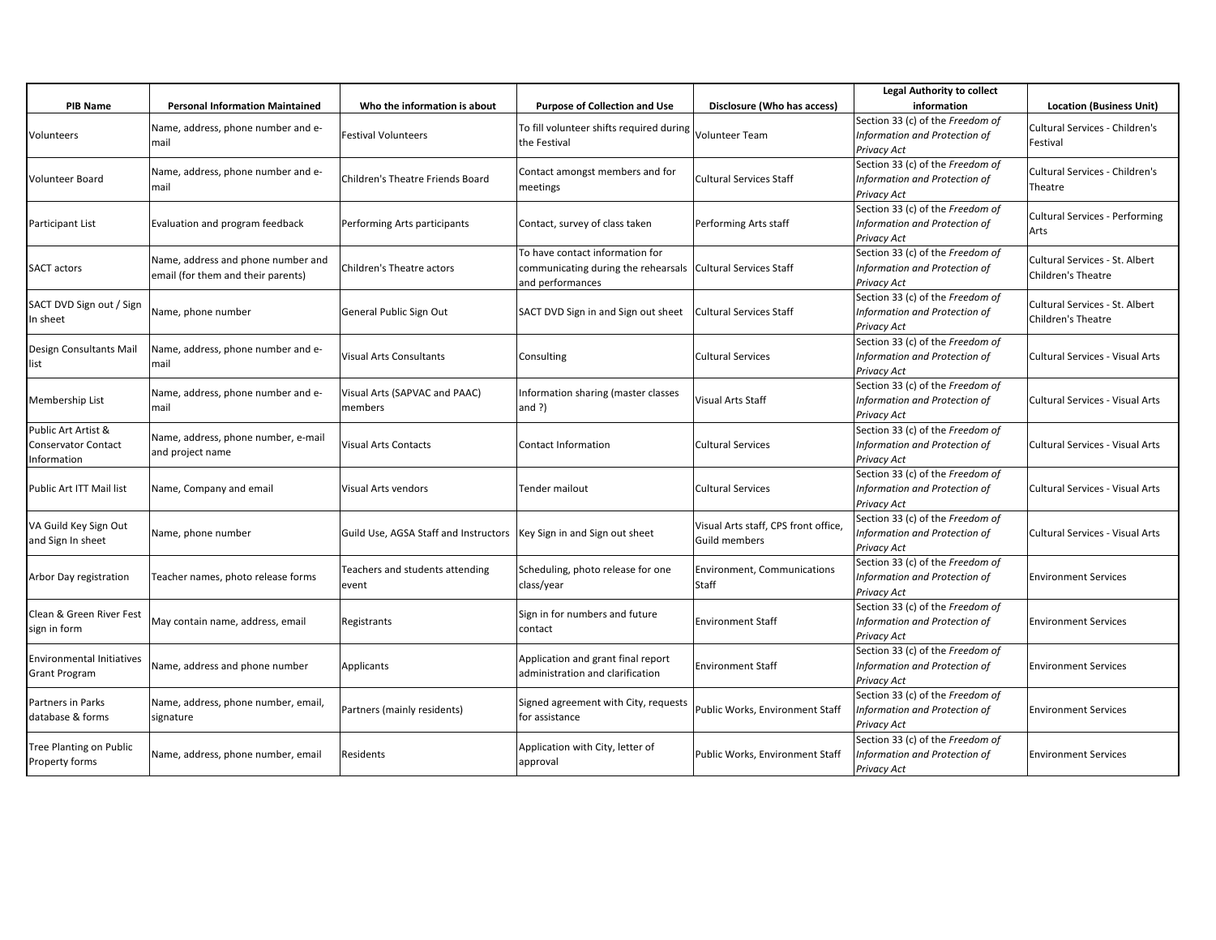| PIB Name | Personal Information Maintained | Who the information is about | Purpose of Collection and Use | Disclosure (Who has access) | Legal Authority to collect information | Location (Business Unit) |
| --- | --- | --- | --- | --- | --- | --- |
| Volunteers | Name, address, phone number and e-mail | Festival Volunteers | To fill volunteer shifts required during the Festival | Volunteer Team | Section 33 (c) of the *Freedom of Information and Protection of Privacy Act* | Cultural Services - Children's Festival |
| Volunteer Board | Name, address, phone number and e-mail | Children's Theatre Friends Board | Contact amongst members and for meetings | Cultural Services Staff | Section 33 (c) of the *Freedom of Information and Protection of Privacy Act* | Cultural Services - Children's Theatre |
| Participant List | Evaluation and program feedback | Performing Arts participants | Contact, survey of class taken | Performing Arts staff | Section 33 (c) of the *Freedom of Information and Protection of Privacy Act* | Cultural Services - Performing Arts |
| SACT actors | Name, address and phone number and email (for them and their parents) | Children's Theatre actors | To have contact information for communicating during the rehearsals and performances | Cultural Services Staff | Section 33 (c) of the *Freedom of Information and Protection of Privacy Act* | Cultural Services - St. Albert Children's Theatre |
| SACT DVD Sign out / Sign In sheet | Name, phone number | General Public Sign Out | SACT DVD Sign in and Sign out sheet | Cultural Services Staff | Section 33 (c) of the *Freedom of Information and Protection of Privacy Act* | Cultural Services - St. Albert Children's Theatre |
| Design Consultants Mail list | Name, address, phone number and e-mail | Visual Arts Consultants | Consulting | Cultural Services | Section 33 (c) of the *Freedom of Information and Protection of Privacy Act* | Cultural Services - Visual Arts |
| Membership List | Name, address, phone number and e-mail | Visual Arts (SAPVAC and PAAC) members | Information sharing (master classes and ?) | Visual Arts Staff | Section 33 (c) of the *Freedom of Information and Protection of Privacy Act* | Cultural Services - Visual Arts |
| Public Art Artist & Conservator Contact Information | Name, address, phone number, e-mail and project name | Visual Arts Contacts | Contact Information | Cultural Services | Section 33 (c) of the *Freedom of Information and Protection of Privacy Act* | Cultural Services - Visual Arts |
| Public Art ITT Mail list | Name, Company and email | Visual Arts vendors | Tender mailout | Cultural Services | Section 33 (c) of the *Freedom of Information and Protection of Privacy Act* | Cultural Services - Visual Arts |
| VA Guild Key Sign Out and Sign In sheet | Name, phone number | Guild Use, AGSA Staff and Instructors | Key Sign in and Sign out sheet | Visual Arts staff, CPS front office, Guild members | Section 33 (c) of the *Freedom of Information and Protection of Privacy Act* | Cultural Services - Visual Arts |
| Arbor Day registration | Teacher names, photo release forms | Teachers and students attending event | Scheduling, photo release for one class/year | Environment, Communications Staff | Section 33 (c) of the *Freedom of Information and Protection of Privacy Act* | Environment Services |
| Clean & Green River Fest sign in form | May contain name, address, email | Registrants | Sign in for numbers and future contact | Environment Staff | Section 33 (c) of the *Freedom of Information and Protection of Privacy Act* | Environment Services |
| Environmental Initiatives Grant Program | Name, address and phone number | Applicants | Application and grant final report administration and clarification | Environment Staff | Section 33 (c) of the *Freedom of Information and Protection of Privacy Act* | Environment Services |
| Partners in Parks database & forms | Name, address, phone number, email, signature | Partners (mainly residents) | Signed agreement with City, requests for assistance | Public Works, Environment Staff | Section 33 (c) of the *Freedom of Information and Protection of Privacy Act* | Environment Services |
| Tree Planting on Public Property forms | Name, address, phone number, email | Residents | Application with City, letter of approval | Public Works, Environment Staff | Section 33 (c) of the *Freedom of Information and Protection of Privacy Act* | Environment Services |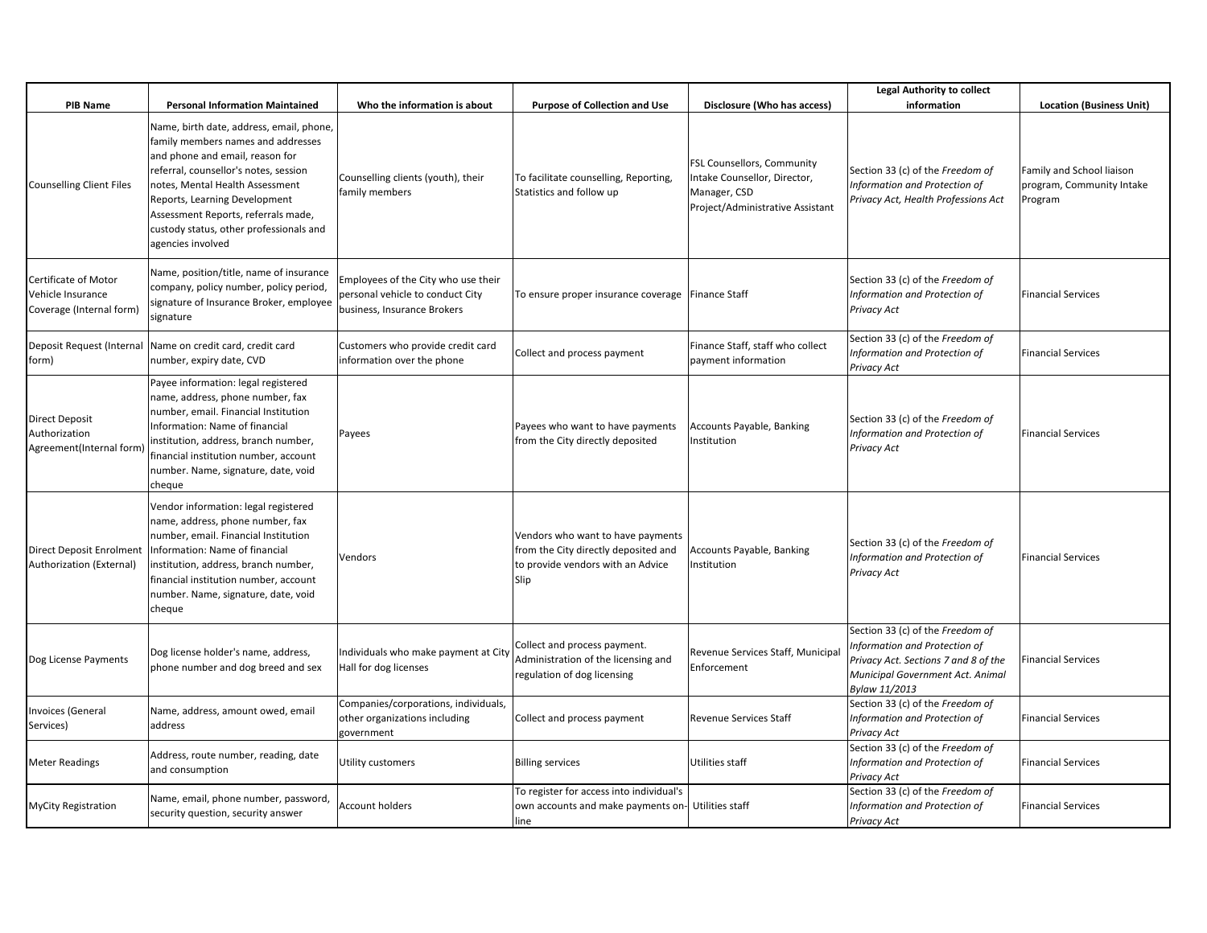| PIB Name | Personal Information Maintained | Who the information is about | Purpose of Collection and Use | Disclosure (Who has access) | Legal Authority to collect information | Location (Business Unit) |
|---|---|---|---|---|---|---|
| Counselling Client Files | Name, birth date, address, email, phone, family members names and addresses and phone and email, reason for referral, counsellor's notes, session notes, Mental Health Assessment Reports, Learning Development Assessment Reports, referrals made, custody status, other professionals and agencies involved | Counselling clients (youth), their family members | To facilitate counselling, Reporting, Statistics and follow up | FSL Counsellors, Community Intake Counsellor, Director, Manager, CSD Project/Administrative Assistant | Section 33 (c) of the *Freedom of Information and Protection of Privacy Act, Health Professions Act* | Family and School liaison program, Community Intake Program |
| Certificate of Motor Vehicle Insurance Coverage (Internal form) | Name, position/title, name of insurance company, policy number, policy period, signature of Insurance Broker, employee signature | Employees of the City who use their personal vehicle to conduct City business, Insurance Brokers | To ensure proper insurance coverage | Finance Staff | Section 33 (c) of the *Freedom of Information and Protection of Privacy Act* | Financial Services |
| Deposit Request (Internal form) | Name on credit card, credit card number, expiry date, CVD | Customers who provide credit card information over the phone | Collect and process payment | Finance Staff, staff who collect payment information | Section 33 (c) of the *Freedom of Information and Protection of Privacy Act* | Financial Services |
| Direct Deposit Authorization Agreement(Internal form) | Payee information: legal registered name, address, phone number, fax number, email. Financial Institution Information: Name of financial institution, address, branch number, financial institution number, account number. Name, signature, date, void cheque | Payees | Payees who want to have payments from the City directly deposited | Accounts Payable, Banking Institution | Section 33 (c) of the *Freedom of Information and Protection of Privacy Act* | Financial Services |
| Direct Deposit Enrolment Authorization (External) | Vendor information: legal registered name, address, phone number, fax number, email. Financial Institution Information: Name of financial institution, address, branch number, financial institution number, account number. Name, signature, date, void cheque | Vendors | Vendors who want to have payments from the City directly deposited and to provide vendors with an Advice Slip | Accounts Payable, Banking Institution | Section 33 (c) of the *Freedom of Information and Protection of Privacy Act* | Financial Services |
| Dog License Payments | Dog license holder's name, address, phone number and dog breed and sex | Individuals who make payment at City Hall for dog licenses | Collect and process payment. Administration of the licensing and regulation of dog licensing | Revenue Services Staff, Municipal Enforcement | Section 33 (c) of the *Freedom of Information and Protection of Privacy Act. Sections 7 and 8 of the Municipal Government Act. Animal Bylaw 11/2013* | Financial Services |
| Invoices (General Services) | Name, address, amount owed, email address | Companies/corporations, individuals, other organizations including government | Collect and process payment | Revenue Services Staff | Section 33 (c) of the *Freedom of Information and Protection of Privacy Act* | Financial Services |
| Meter Readings | Address, route number, reading, date and consumption | Utility customers | Billing services | Utilities staff | Section 33 (c) of the *Freedom of Information and Protection of Privacy Act* | Financial Services |
| MyCity Registration | Name, email, phone number, password, security question, security answer | Account holders | To register for access into individual's own accounts and make payments on-line | Utilities staff | Section 33 (c) of the *Freedom of Information and Protection of Privacy Act* | Financial Services |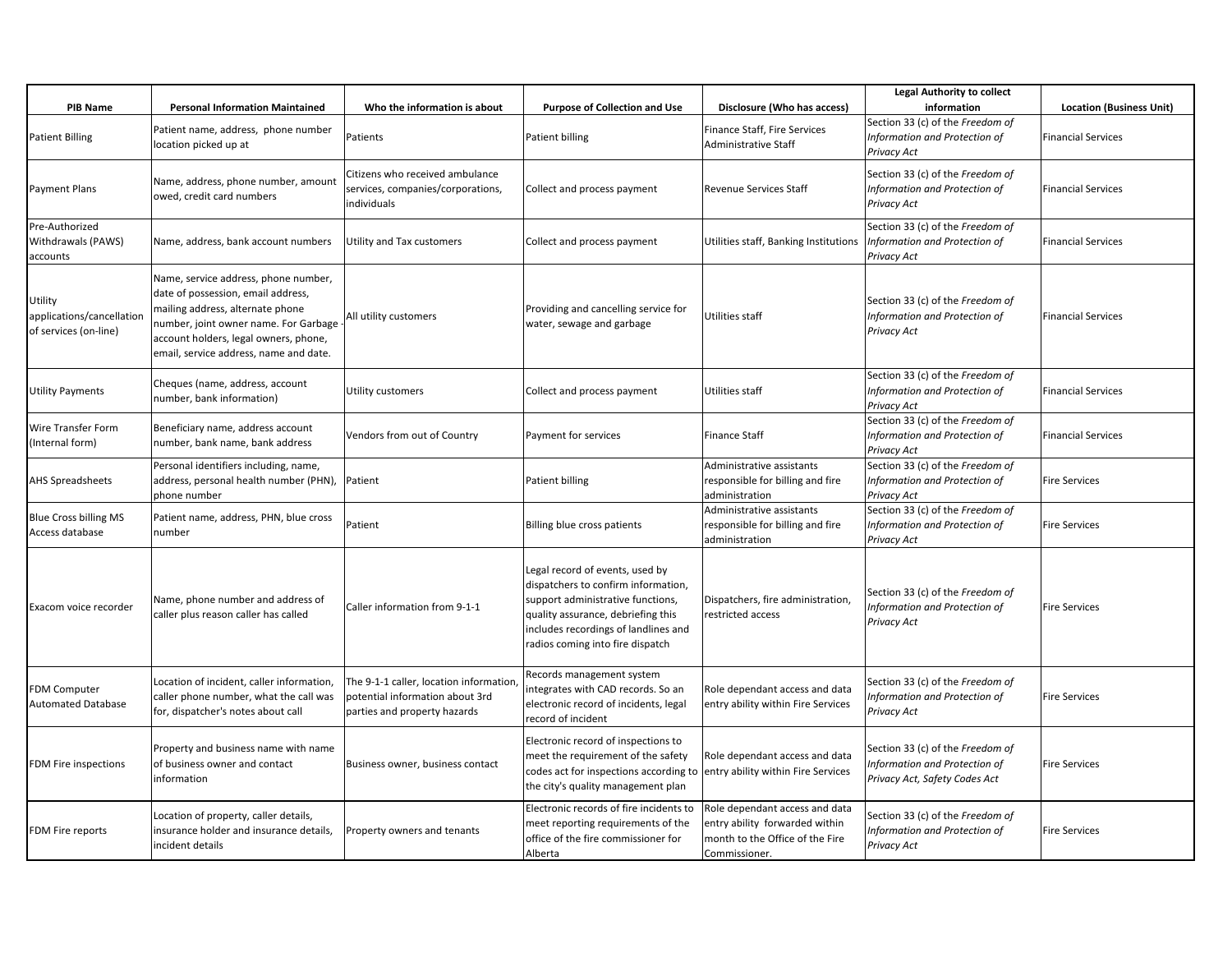| PIB Name | Personal Information Maintained | Who the information is about | Purpose of Collection and Use | Disclosure (Who has access) | Legal Authority to collect information | Location (Business Unit) |
|---|---|---|---|---|---|---|
| Patient Billing | Patient name, address, phone number location picked up at | Patients | Patient billing | Finance Staff, Fire Services Administrative Staff | Section 33 (c) of the *Freedom of Information and Protection of Privacy Act* | Financial Services |
| Payment Plans | Name, address, phone number, amount owed, credit card numbers | Citizens who received ambulance services, companies/corporations, individuals | Collect and process payment | Revenue Services Staff | Section 33 (c) of the *Freedom of Information and Protection of Privacy Act* | Financial Services |
| Pre-Authorized Withdrawals (PAWS) accounts | Name, address, bank account numbers | Utility and Tax customers | Collect and process payment | Utilities staff, Banking Institutions | Section 33 (c) of the *Freedom of Information and Protection of Privacy Act* | Financial Services |
| Utility applications/cancellation of services (on-line) | Name, service address, phone number, date of possession, email address, mailing address, alternate phone number, joint owner name. For Garbage - account holders, legal owners, phone, email, service address, name and date. | All utility customers | Providing and cancelling service for water, sewage and garbage | Utilities staff | Section 33 (c) of the *Freedom of Information and Protection of Privacy Act* | Financial Services |
| Utility Payments | Cheques (name, address, account number, bank information) | Utility customers | Collect and process payment | Utilities staff | Section 33 (c) of the *Freedom of Information and Protection of Privacy Act* | Financial Services |
| Wire Transfer Form (Internal form) | Beneficiary name, address account number, bank name, bank address | Vendors from out of Country | Payment for services | Finance Staff | Section 33 (c) of the *Freedom of Information and Protection of Privacy Act* | Financial Services |
| AHS Spreadsheets | Personal identifiers including, name, address, personal health number (PHN), phone number | Patient | Patient billing | Administrative assistants responsible for billing and fire administration | Section 33 (c) of the *Freedom of Information and Protection of Privacy Act* | Fire Services |
| Blue Cross billing MS Access database | Patient name, address, PHN, blue cross number | Patient | Billing blue cross patients | Administrative assistants responsible for billing and fire administration | Section 33 (c) of the *Freedom of Information and Protection of Privacy Act* | Fire Services |
| Exacom voice recorder | Name, phone number and address of caller plus reason caller has called | Caller information from 9-1-1 | Legal record of events, used by dispatchers to confirm information, support administrative functions, quality assurance, debriefing this includes recordings of landlines and radios coming into fire dispatch | Dispatchers, fire administration, restricted access | Section 33 (c) of the *Freedom of Information and Protection of Privacy Act* | Fire Services |
| FDM Computer Automated Database | Location of incident, caller information, caller phone number, what the call was for, dispatcher's notes about call | The 9-1-1 caller, location information, potential information about 3rd parties and property hazards | Records management system integrates with CAD records. So an electronic record of incidents, legal record of incident | Role dependant access and data entry ability within Fire Services | Section 33 (c) of the *Freedom of Information and Protection of Privacy Act* | Fire Services |
| FDM Fire inspections | Property and business name with name of business owner and contact information | Business owner, business contact | Electronic record of inspections to meet the requirement of the safety codes act for inspections according to the city's quality management plan | Role dependant access and data entry ability within Fire Services | Section 33 (c) of the *Freedom of Information and Protection of Privacy Act, Safety Codes Act* | Fire Services |
| FDM Fire reports | Location of property, caller details, insurance holder and insurance details, incident details | Property owners and tenants | Electronic records of fire incidents to meet reporting requirements of the office of the fire commissioner for Alberta | Role dependant access and data entry ability forwarded within month to the Office of the Fire Commissioner. | Section 33 (c) of the *Freedom of Information and Protection of Privacy Act* | Fire Services |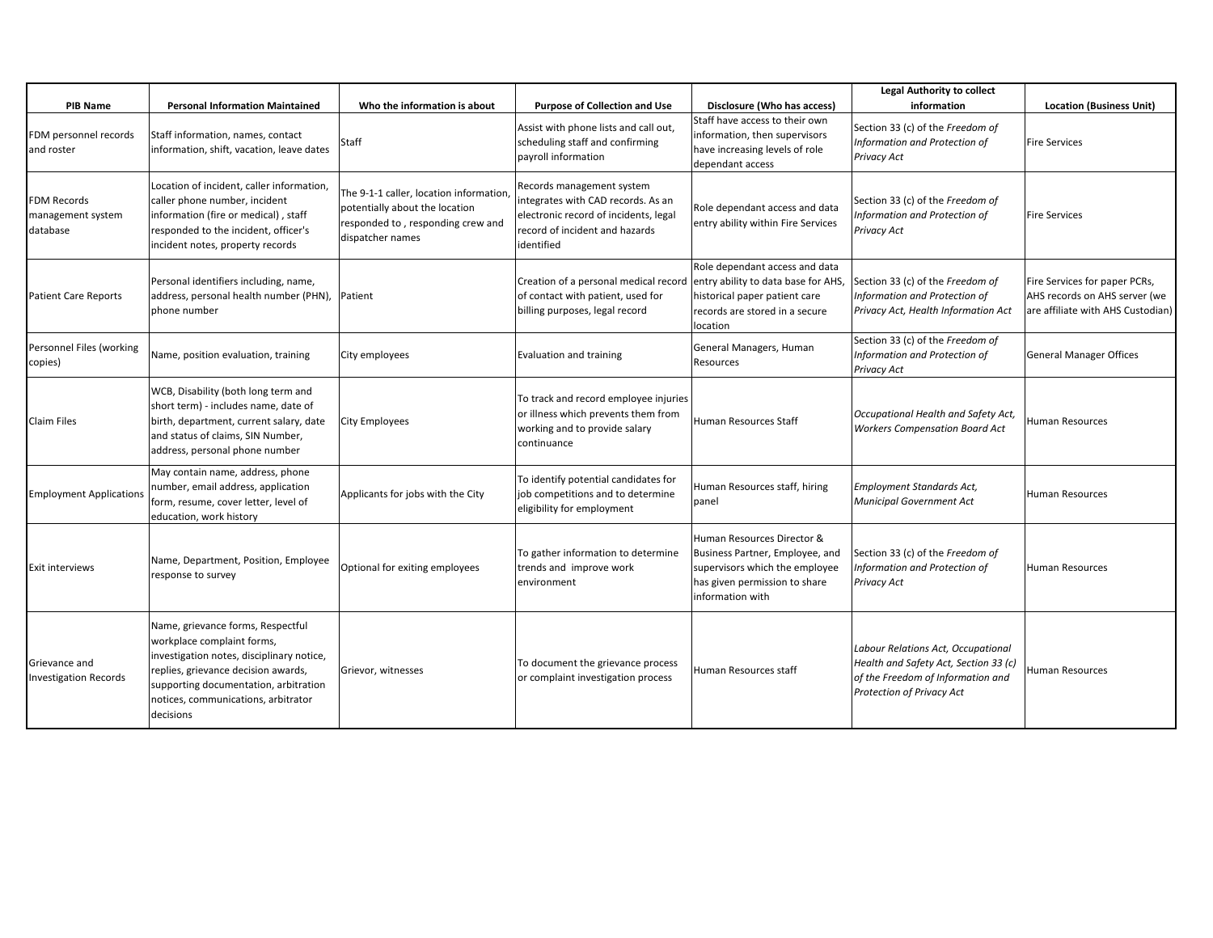| PIB Name | Personal Information Maintained | Who the information is about | Purpose of Collection and Use | Disclosure (Who has access) | Legal Authority to collect information | Location (Business Unit) |
|---|---|---|---|---|---|---|
| FDM personnel records and roster | Staff information, names, contact information, shift, vacation, leave dates | Staff | Assist with phone lists and call out, scheduling staff and confirming payroll information | Staff have access to their own information, then supervisors have increasing levels of role dependant access | Section 33 (c) of the *Freedom of Information and Protection of Privacy Act* | Fire Services |
| FDM Records management system database | Location of incident, caller information, caller phone number, incident information (fire or medical) , staff responded to the incident, officer's incident notes, property records | The 9-1-1 caller, location information, potentially about the location responded to , responding crew and dispatcher names | Records management system integrates with CAD records. As an electronic record of incidents, legal record of incident and hazards identified | Role dependant access and data entry ability within Fire Services | Section 33 (c) of the *Freedom of Information and Protection of Privacy Act* | Fire Services |
| Patient Care Reports | Personal identifiers including, name, address, personal health number (PHN), phone number | Patient | Creation of a personal medical record of contact with patient, used for billing purposes, legal record | Role dependant access and data entry ability to data base for AHS, historical paper patient care records are stored in a secure location | Section 33 (c) of the *Freedom of Information and Protection of Privacy Act, Health Information Act* | Fire Services for paper PCRs, AHS records on AHS server (we are affiliate with AHS Custodian) |
| Personnel Files (working copies) | Name, position evaluation, training | City employees | Evaluation and training | General Managers, Human Resources | Section 33 (c) of the *Freedom of Information and Protection of Privacy Act* | General Manager Offices |
| Claim Files | WCB, Disability (both long term and short term) - includes name, date of birth, department, current salary, date and status of claims, SIN Number, address, personal phone number | City Employees | To track and record employee injuries or illness which prevents them from working and to provide salary continuance | Human Resources Staff | *Occupational Health and Safety Act, Workers Compensation Board Act* | Human Resources |
| Employment Applications | May contain name, address, phone number, email address, application form, resume, cover letter, level of education, work history | Applicants for jobs with the City | To identify potential candidates for job competitions and to determine eligibility for employment | Human Resources staff, hiring panel | *Employment Standards Act, Municipal Government Act* | Human Resources |
| Exit interviews | Name, Department, Position, Employee response to survey | Optional for exiting employees | To gather information to determine trends and improve work environment | Human Resources Director & Business Partner, Employee, and supervisors which the employee has given permission to share information with | Section 33 (c) of the *Freedom of Information and Protection of Privacy Act* | Human Resources |
| Grievance and Investigation Records | Name, grievance forms, Respectful workplace complaint forms, investigation notes, disciplinary notice, replies, grievance decision awards, supporting documentation, arbitration notices, communications, arbitrator decisions | Grievor, witnesses | To document the grievance process or complaint investigation process | Human Resources staff | *Labour Relations Act, Occupational Health and Safety Act, Section 33 (c) of the Freedom of Information and Protection of Privacy Act* | Human Resources |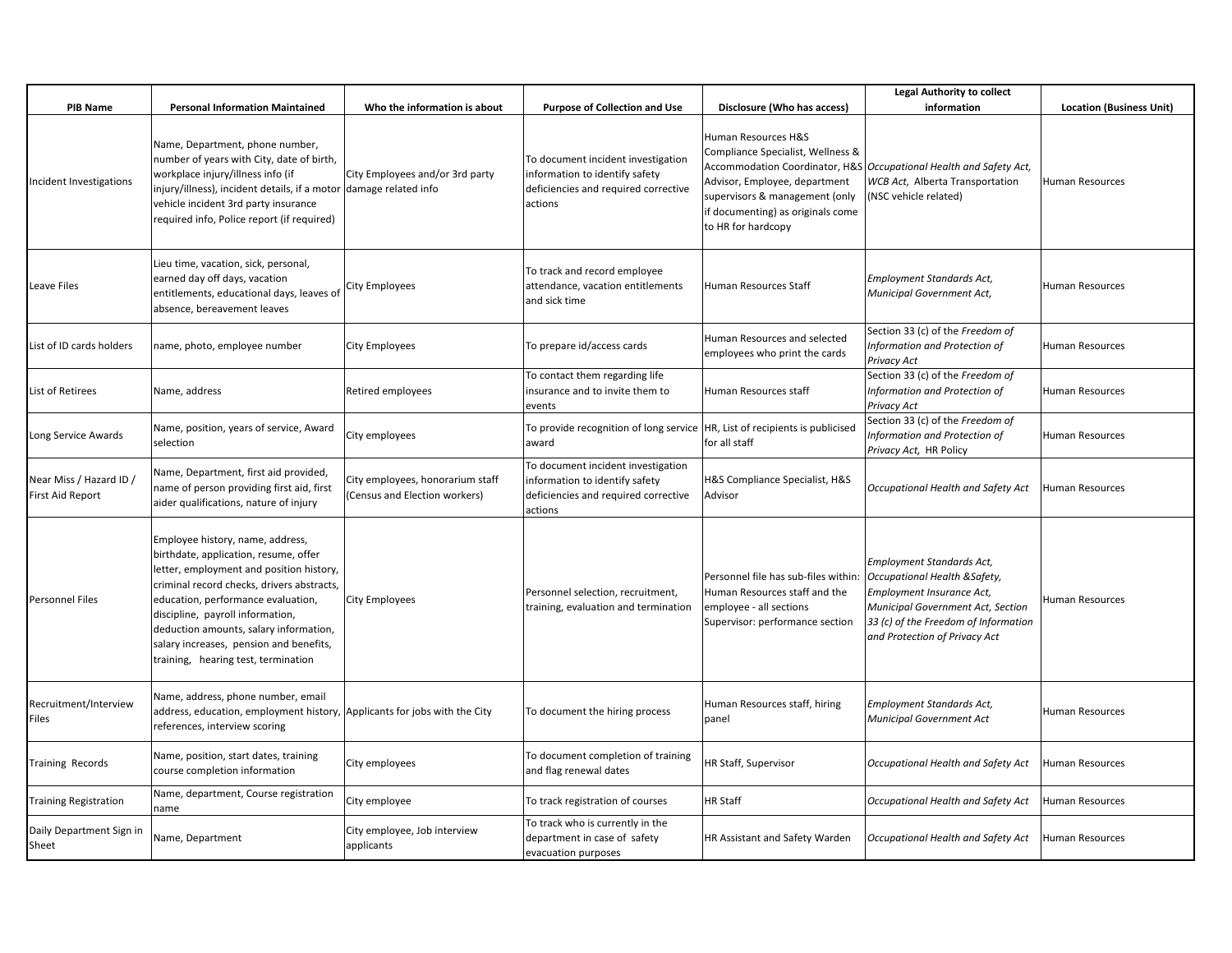| PIB Name | Personal Information Maintained | Who the information is about | Purpose of Collection and Use | Disclosure (Who has access) | Legal Authority to collect information | Location (Business Unit) |
|---|---|---|---|---|---|---|
| Incident Investigations | Name, Department, phone number, number of years with City, date of birth, workplace injury/illness info (if injury/illness), incident details, if a motor vehicle incident 3rd party insurance required info, Police report (if required) | City Employees and/or 3rd party damage related info | To document incident investigation information to identify safety deficiencies and required corrective actions | Human Resources H&S Compliance Specialist, Wellness & Accommodation Coordinator, H&S Advisor, Employee, department supervisors & management (only if documenting) as originals come to HR for hardcopy | *Occupational Health and Safety Act, WCB Act,* Alberta Transportation (NSC vehicle related) | Human Resources |
| Leave Files | Lieu time, vacation, sick, personal, earned day off days, vacation entitlements, educational days, leaves of absence, bereavement leaves | City Employees | To track and record employee attendance, vacation entitlements and sick time | Human Resources Staff | *Employment Standards Act, Municipal Government Act,* | Human Resources |
| List of ID cards holders | name, photo, employee number | City Employees | To prepare id/access cards | Human Resources and selected employees who print the cards | Section 33 (c) of the *Freedom of Information and Protection of Privacy Act* | Human Resources |
| List of Retirees | Name, address | Retired employees | To contact them regarding life insurance and to invite them to events | Human Resources staff | Section 33 (c) of the *Freedom of Information and Protection of Privacy Act* | Human Resources |
| Long Service Awards | Name, position, years of service, Award selection | City employees | To provide recognition of long service award | HR, List of recipients is publicised for all staff | Section 33 (c) of the *Freedom of Information and Protection of Privacy Act,* HR Policy | Human Resources |
| Near Miss / Hazard ID / First Aid Report | Name, Department, first aid provided, name of person providing first aid, first aider qualifications, nature of injury | City employees, honorarium staff (Census and Election workers) | To document incident investigation information to identify safety deficiencies and required corrective actions | H&S Compliance Specialist, H&S Advisor | *Occupational Health and Safety Act* | Human Resources |
| Personnel Files | Employee history, name, address, birthdate, application, resume, offer letter, employment and position history, criminal record checks, drivers abstracts, education, performance evaluation, discipline, payroll information, deduction amounts, salary information, salary increases, pension and benefits, training, hearing test, termination | City Employees | Personnel selection, recruitment, training, evaluation and termination | Personnel file has sub-files within: Human Resources staff and the employee - all sections Supervisor: performance section | *Employment Standards Act, Occupational Health &Safety, Employment Insurance Act, Municipal Government Act, Section 33 (c) of the Freedom of Information and Protection of Privacy Act* | Human Resources |
| Recruitment/Interview Files | Name, address, phone number, email address, education, employment history, references, interview scoring | Applicants for jobs with the City | To document the hiring process | Human Resources staff, hiring panel | *Employment Standards Act, Municipal Government Act* | Human Resources |
| Training Records | Name, position, start dates, training course completion information | City employees | To document completion of training and flag renewal dates | HR Staff, Supervisor | *Occupational Health and Safety Act* | Human Resources |
| Training Registration | Name, department, Course registration name | City employee | To track registration of courses | HR Staff | *Occupational Health and Safety Act* | Human Resources |
| Daily Department Sign in Sheet | Name, Department | City employee, Job interview applicants | To track who is currently in the department in case of safety evacuation purposes | HR Assistant and Safety Warden | *Occupational Health and Safety Act* | Human Resources |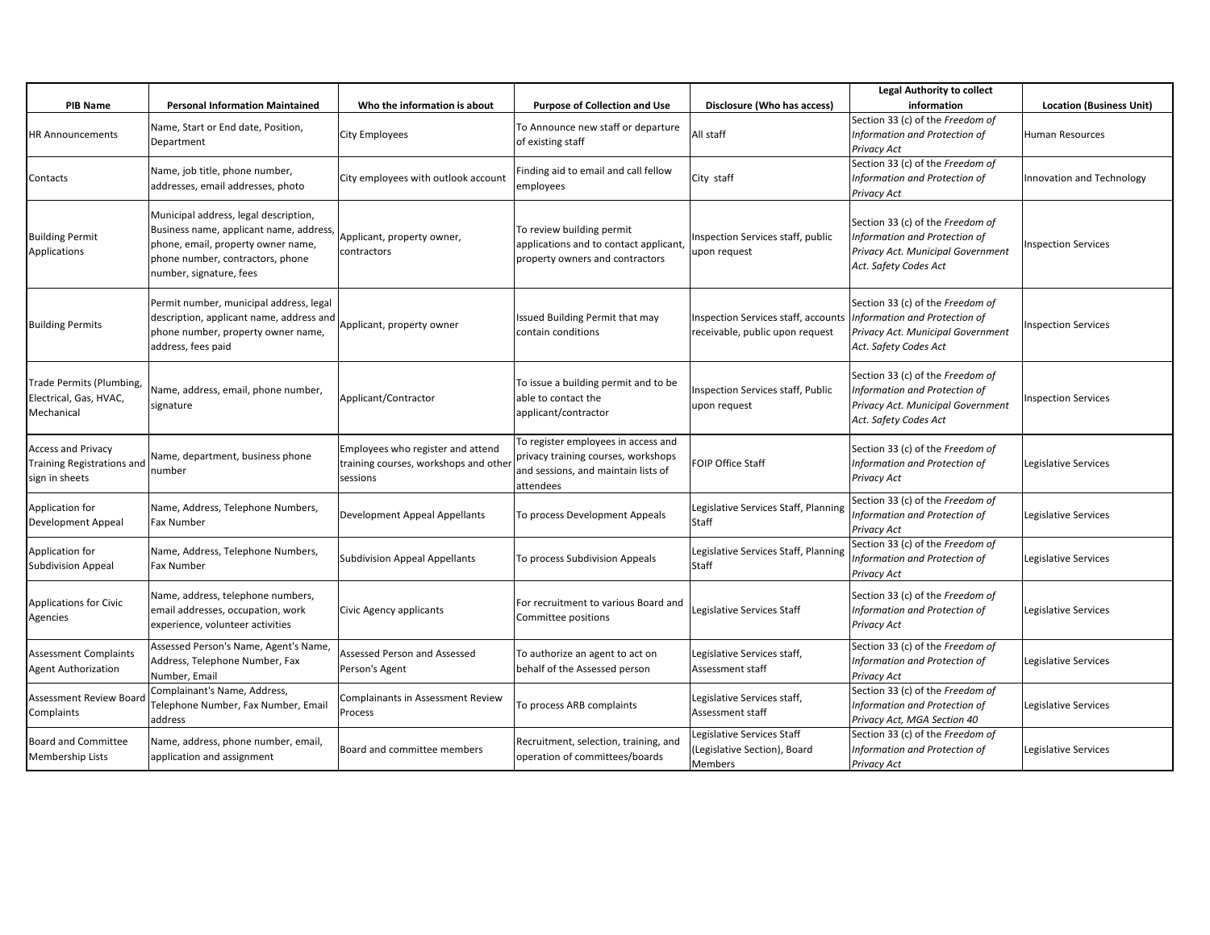| PIB Name | Personal Information Maintained | Who the information is about | Purpose of Collection and Use | Disclosure (Who has access) | Legal Authority to collect information | Location (Business Unit) |
|---|---|---|---|---|---|---|
| HR Announcements | Name, Start or End date, Position, Department | City Employees | To Announce new staff or departure of existing staff | All staff | Section 33 (c) of the *Freedom of Information and Protection of Privacy Act* | Human Resources |
| Contacts | Name, job title, phone number, addresses, email addresses, photo | City employees with outlook account | Finding aid to email and call fellow employees | City staff | Section 33 (c) of the *Freedom of Information and Protection of Privacy Act* | Innovation and Technology |
| Building Permit Applications | Municipal address, legal description, Business name, applicant name, address, phone, email, property owner name, phone number, contractors, phone number, signature, fees | Applicant, property owner, contractors | To review building permit applications and to contact applicant, property owners and contractors | Inspection Services staff, public upon request | Section 33 (c) of the *Freedom of Information and Protection of Privacy Act. Municipal Government Act. Safety Codes Act* | Inspection Services |
| Building Permits | Permit number, municipal address, legal description, applicant name, address and phone number, property owner name, address, fees paid | Applicant, property owner | Issued Building Permit that may contain conditions | Inspection Services staff, accounts receivable, public upon request | Section 33 (c) of the *Freedom of Information and Protection of Privacy Act. Municipal Government Act. Safety Codes Act* | Inspection Services |
| Trade Permits (Plumbing, Electrical, Gas, HVAC, Mechanical | Name, address, email, phone number, signature | Applicant/Contractor | To issue a building permit and to be able to contact the applicant/contractor | Inspection Services staff, Public upon request | Section 33 (c) of the *Freedom of Information and Protection of Privacy Act. Municipal Government Act. Safety Codes Act* | Inspection Services |
| Access and Privacy Training Registrations and sign in sheets | Name, department, business phone number | Employees who register and attend training courses, workshops and other sessions | To register employees in access and privacy training courses, workshops and sessions, and maintain lists of attendees | FOIP Office Staff | Section 33 (c) of the *Freedom of Information and Protection of Privacy Act* | Legislative Services |
| Application for Development Appeal | Name, Address, Telephone Numbers, Fax Number | Development Appeal Appellants | To process Development Appeals | Legislative Services Staff, Planning Staff | Section 33 (c) of the *Freedom of Information and Protection of Privacy Act* | Legislative Services |
| Application for Subdivision Appeal | Name, Address, Telephone Numbers, Fax Number | Subdivision Appeal Appellants | To process Subdivision Appeals | Legislative Services Staff, Planning Staff | Section 33 (c) of the *Freedom of Information and Protection of Privacy Act* | Legislative Services |
| Applications for Civic Agencies | Name, address, telephone numbers, email addresses, occupation, work experience, volunteer activities | Civic Agency applicants | For recruitment to various Board and Committee positions | Legislative Services Staff | Section 33 (c) of the *Freedom of Information and Protection of Privacy Act* | Legislative Services |
| Assessment Complaints Agent Authorization | Assessed Person's Name, Agent's Name, Address, Telephone Number, Fax Number, Email | Assessed Person and Assessed Person's Agent | To authorize an agent to act on behalf of the Assessed person | Legislative Services staff, Assessment staff | Section 33 (c) of the *Freedom of Information and Protection of Privacy Act* | Legislative Services |
| Assessment Review Board Complaints | Complainant's Name, Address, Telephone Number, Fax Number, Email address | Complainants in Assessment Review Process | To process ARB complaints | Legislative Services staff, Assessment staff | Section 33 (c) of the *Freedom of Information and Protection of Privacy Act, MGA Section 40* | Legislative Services |
| Board and Committee Membership Lists | Name, address, phone number, email, application and assignment | Board and committee members | Recruitment, selection, training, and operation of committees/boards | Legislative Services Staff (Legislative Section), Board Members | Section 33 (c) of the *Freedom of Information and Protection of Privacy Act* | Legislative Services |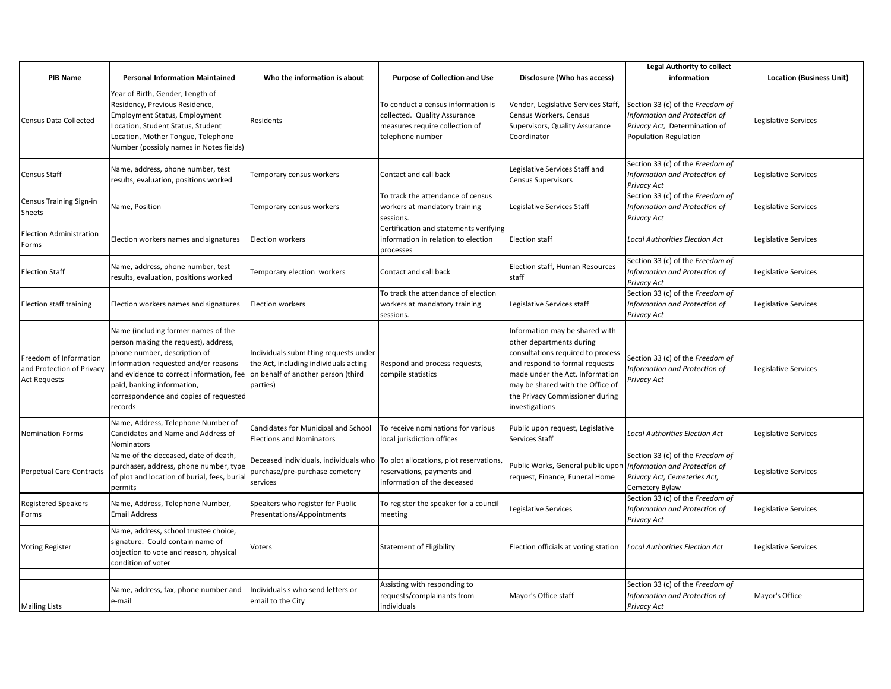| PIB Name | Personal Information Maintained | Who the information is about | Purpose of Collection and Use | Disclosure (Who has access) | Legal Authority to collect information | Location (Business Unit) |
|---|---|---|---|---|---|---|
| Census Data Collected | Year of Birth, Gender, Length of Residency, Previous Residence, Employment Status, Employment Location, Student Status, Student Location, Mother Tongue, Telephone Number (possibly names in Notes fields) | Residents | To conduct a census information is collected. Quality Assurance measures require collection of telephone number | Vendor, Legislative Services Staff, Census Workers, Census Supervisors, Quality Assurance Coordinator | Section 33 (c) of the *Freedom of Information and Protection of Privacy Act,* Determination of Population Regulation | Legislative Services |
| Census Staff | Name, address, phone number, test results, evaluation, positions worked | Temporary census workers | Contact and call back | Legislative Services Staff and Census Supervisors | Section 33 (c) of the *Freedom of Information and Protection of Privacy Act* | Legislative Services |
| Census Training Sign-in Sheets | Name, Position | Temporary census workers | To track the attendance of census workers at mandatory training sessions. | Legislative Services Staff | Section 33 (c) of the *Freedom of Information and Protection of Privacy Act* | Legislative Services |
| Election Administration Forms | Election workers names and signatures | Election workers | Certification and statements verifying information in relation to election processes | Election staff | *Local Authorities Election Act* | Legislative Services |
| Election Staff | Name, address, phone number, test results, evaluation, positions worked | Temporary election workers | Contact and call back | Election staff, Human Resources staff | Section 33 (c) of the *Freedom of Information and Protection of Privacy Act* | Legislative Services |
| Election staff training | Election workers names and signatures | Election workers | To track the attendance of election workers at mandatory training sessions. | Legislative Services staff | Section 33 (c) of the *Freedom of Information and Protection of Privacy Act* | Legislative Services |
| Freedom of Information and Protection of Privacy Act Requests | Name (including former names of the person making the request), address, phone number, description of information requested and/or reasons and evidence to correct information, fee paid, banking information, correspondence and copies of requested records | Individuals submitting requests under the Act, including individuals acting on behalf of another person (third parties) | Respond and process requests, compile statistics | Information may be shared with other departments during consultations required to process and respond to formal requests made under the Act. Information may be shared with the Office of the Privacy Commissioner during investigations | Section 33 (c) of the *Freedom of Information and Protection of Privacy Act* | Legislative Services |
| Nomination Forms | Name, Address, Telephone Number of Candidates and Name and Address of Nominators | Candidates for Municipal and School Elections and Nominators | To receive nominations for various local jurisdiction offices | Public upon request, Legislative Services Staff | *Local Authorities Election Act* | Legislative Services |
| Perpetual Care Contracts | Name of the deceased, date of death, purchaser, address, phone number, type of plot and location of burial, fees, burial permits | Deceased individuals, individuals who purchase/pre-purchase cemetery services | To plot allocations, plot reservations, reservations, payments and information of the deceased | Public Works, General public upon request, Finance, Funeral Home | Section 33 (c) of the *Freedom of Information and Protection of Privacy Act, Cemeteries Act,* Cemetery Bylaw | Legislative Services |
| Registered Speakers Forms | Name, Address, Telephone Number, Email Address | Speakers who register for Public Presentations/Appointments | To register the speaker for a council meeting | Legislative Services | Section 33 (c) of the *Freedom of Information and Protection of Privacy Act* | Legislative Services |
| Voting Register | Name, address, school trustee choice, signature. Could contain name of objection to vote and reason, physical condition of voter | Voters | Statement of Eligibility | Election officials at voting station | *Local Authorities Election Act* | Legislative Services |
| | | | | | | |
| Mailing Lists | Name, address, fax, phone number and e-mail | Individuals s who send letters or email to the City | Assisting with responding to requests/complainants from individuals | Mayor's Office staff | Section 33 (c) of the *Freedom of Information and Protection of Privacy Act* | Mayor's Office |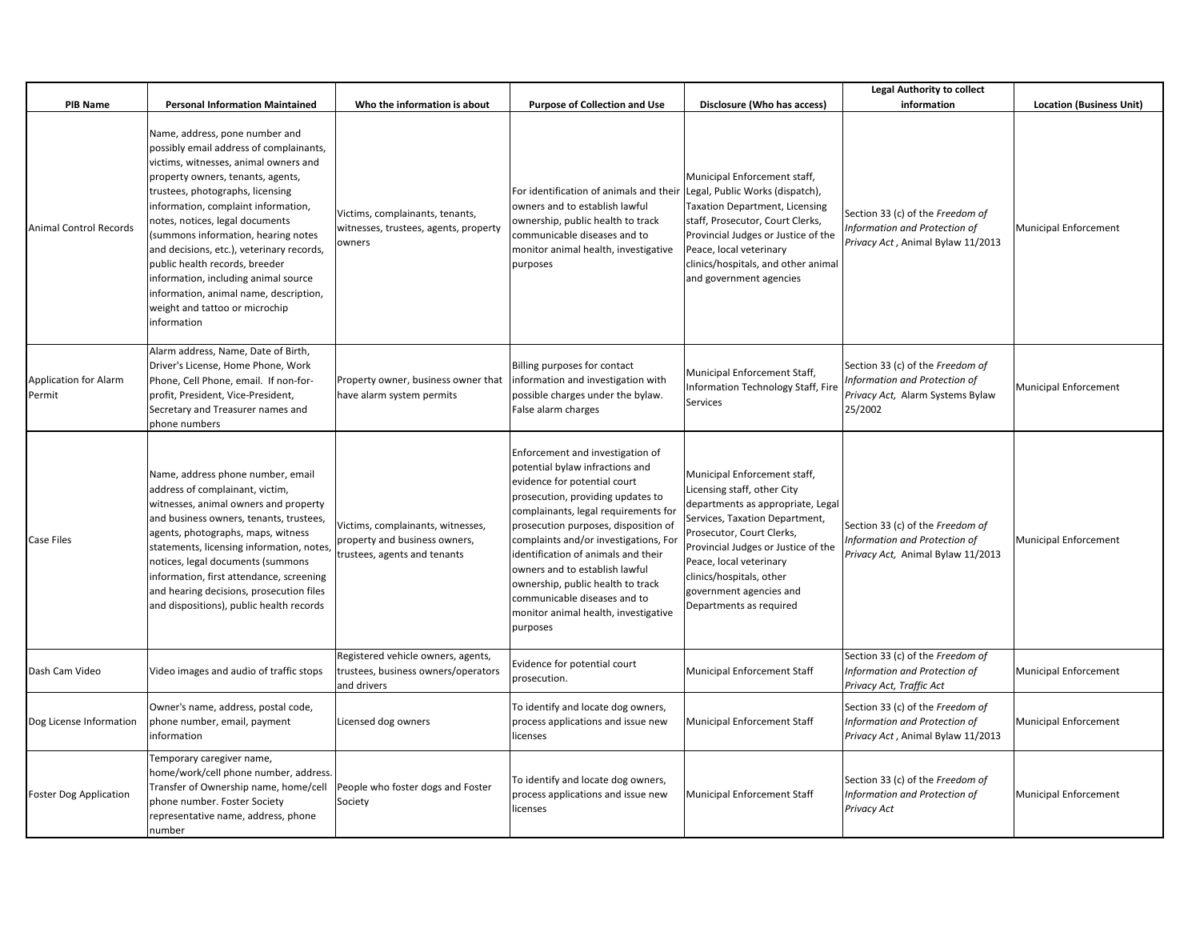| PIB Name | Personal Information Maintained | Who the information is about | Purpose of Collection and Use | Disclosure (Who has access) | Legal Authority to collect information | Location (Business Unit) |
|---|---|---|---|---|---|---|
| Animal Control Records | Name, address, pone number and possibly email address of complainants, victims, witnesses, animal owners and property owners, tenants, agents, trustees, photographs, licensing information, complaint information, notes, notices, legal documents (summons information, hearing notes and decisions, etc.), veterinary records, public health records, breeder information, including animal source information, animal name, description, weight and tattoo or microchip information | Victims, complainants, tenants, witnesses, trustees, agents, property owners | For identification of animals and their owners and to establish lawful ownership, public health to track communicable diseases and to monitor animal health, investigative purposes | Municipal Enforcement staff, Legal, Public Works (dispatch), Taxation Department, Licensing staff, Prosecutor, Court Clerks, Provincial Judges or Justice of the Peace, local veterinary clinics/hospitals, and other animal and government agencies | Section 33 (c) of the *Freedom of Information and Protection of Privacy Act* , Animal Bylaw 11/2013 | Municipal Enforcement |
| Application for Alarm Permit | Alarm address, Name, Date of Birth, Driver's License, Home Phone, Work Phone, Cell Phone, email. If non-for-profit, President, Vice-President, Secretary and Treasurer names and phone numbers | Property owner, business owner that have alarm system permits | Billing purposes for contact information and investigation with possible charges under the bylaw. False alarm charges | Municipal Enforcement Staff, Information Technology Staff, Fire Services | Section 33 (c) of the *Freedom of Information and Protection of Privacy Act*, Alarm Systems Bylaw 25/2002 | Municipal Enforcement |
| Case Files | Name, address phone number, email address of complainant, victim, witnesses, animal owners and property and business owners, tenants, trustees, agents, photographs, maps, witness statements, licensing information, notes, notices, legal documents (summons information, first attendance, screening and hearing decisions, prosecution files and dispositions), public health records | Victims, complainants, witnesses, property and business owners, trustees, agents and tenants | Enforcement and investigation of potential bylaw infractions and evidence for potential court prosecution, providing updates to complainants, legal requirements for prosecution purposes, disposition of complaints and/or investigations, For identification of animals and their owners and to establish lawful ownership, public health to track communicable diseases and to monitor animal health, investigative purposes | Municipal Enforcement staff, Licensing staff, other City departments as appropriate, Legal Services, Taxation Department, Prosecutor, Court Clerks, Provincial Judges or Justice of the Peace, local veterinary clinics/hospitals, other government agencies and Departments as required | Section 33 (c) of the *Freedom of Information and Protection of Privacy Act*, Animal Bylaw 11/2013 | Municipal Enforcement |
| Dash Cam Video | Video images and audio of traffic stops | Registered vehicle owners, agents, trustees, business owners/operators and drivers | Evidence for potential court prosecution. | Municipal Enforcement Staff | Section 33 (c) of the *Freedom of Information and Protection of Privacy Act, Traffic Act* | Municipal Enforcement |
| Dog License Information | Owner's name, address, postal code, phone number, email, payment information | Licensed dog owners | To identify and locate dog owners, process applications and issue new licenses | Municipal Enforcement Staff | Section 33 (c) of the *Freedom of Information and Protection of Privacy Act* , Animal Bylaw 11/2013 | Municipal Enforcement |
| Foster Dog Application | Temporary caregiver name, home/work/cell phone number, address. Transfer of Ownership name, home/cell phone number. Foster Society representative name, address, phone number | People who foster dogs and Foster Society | To identify and locate dog owners, process applications and issue new licenses | Municipal Enforcement Staff | Section 33 (c) of the *Freedom of Information and Protection of Privacy Act* | Municipal Enforcement |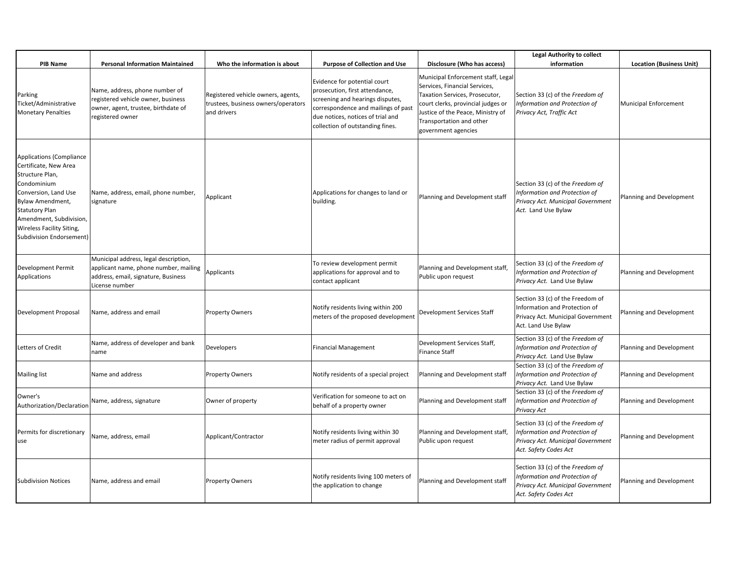| PIB Name | Personal Information Maintained | Who the information is about | Purpose of Collection and Use | Disclosure (Who has access) | Legal Authority to collect information | Location (Business Unit) |
|---|---|---|---|---|---|---|
| Parking Ticket/Administrative Monetary Penalties | Name, address, phone number of registered vehicle owner, business owner, agent, trustee, birthdate of registered owner | Registered vehicle owners, agents, trustees, business owners/operators and drivers | Evidence for potential court prosecution, first attendance, screening and hearings disputes, correspondence and mailings of past due notices, notices of trial and collection of outstanding fines. | Municipal Enforcement staff, Legal Services, Financial Services, Taxation Services, Prosecutor, court clerks, provincial judges or Justice of the Peace, Ministry of Transportation and other government agencies | Section 33 (c) of the *Freedom of Information and Protection of Privacy Act, Traffic Act* | Municipal Enforcement |
| Applications (Compliance Certificate, New Area Structure Plan, Condominium Conversion, Land Use Bylaw Amendment, Statutory Plan Amendment, Subdivision, Wireless Facility Siting, Subdivision Endorsement) | Name, address, email, phone number, signature | Applicant | Applications for changes to land or building. | Planning and Development staff | Section 33 (c) of the *Freedom of Information and Protection of Privacy Act. Municipal Government Act.* Land Use Bylaw | Planning and Development |
| Development Permit Applications | Municipal address, legal description, applicant name, phone number, mailing address, email, signature, Business License number | Applicants | To review development permit applications for approval and to contact applicant | Planning and Development staff, Public upon request | Section 33 (c) of the *Freedom of Information and Protection of Privacy Act.* Land Use Bylaw | Planning and Development |
| Development Proposal | Name, address and email | Property Owners | Notify residents living within 200 meters of the proposed development | Development Services Staff | Section 33 (c) of the Freedom of Information and Protection of Privacy Act. Municipal Government Act. Land Use Bylaw | Planning and Development |
| Letters of Credit | Name, address of developer and bank name | Developers | Financial Management | Development Services Staff, Finance Staff | Section 33 (c) of the *Freedom of Information and Protection of Privacy Act.* Land Use Bylaw | Planning and Development |
| Mailing list | Name and address | Property Owners | Notify residents of a special project | Planning and Development staff | Section 33 (c) of the *Freedom of Information and Protection of Privacy Act.* Land Use Bylaw | Planning and Development |
| Owner's Authorization/Declaration | Name, address, signature | Owner of property | Verification for someone to act on behalf of a property owner | Planning and Development staff | Section 33 (c) of the *Freedom of Information and Protection of Privacy Act* | Planning and Development |
| Permits for discretionary use | Name, address, email | Applicant/Contractor | Notify residents living within 30 meter radius of permit approval | Planning and Development staff, Public upon request | Section 33 (c) of the *Freedom of Information and Protection of Privacy Act. Municipal Government Act. Safety Codes Act* | Planning and Development |
| Subdivision Notices | Name, address and email | Property Owners | Notify residents living 100 meters of the application to change | Planning and Development staff | Section 33 (c) of the *Freedom of Information and Protection of Privacy Act. Municipal Government Act. Safety Codes Act* | Planning and Development |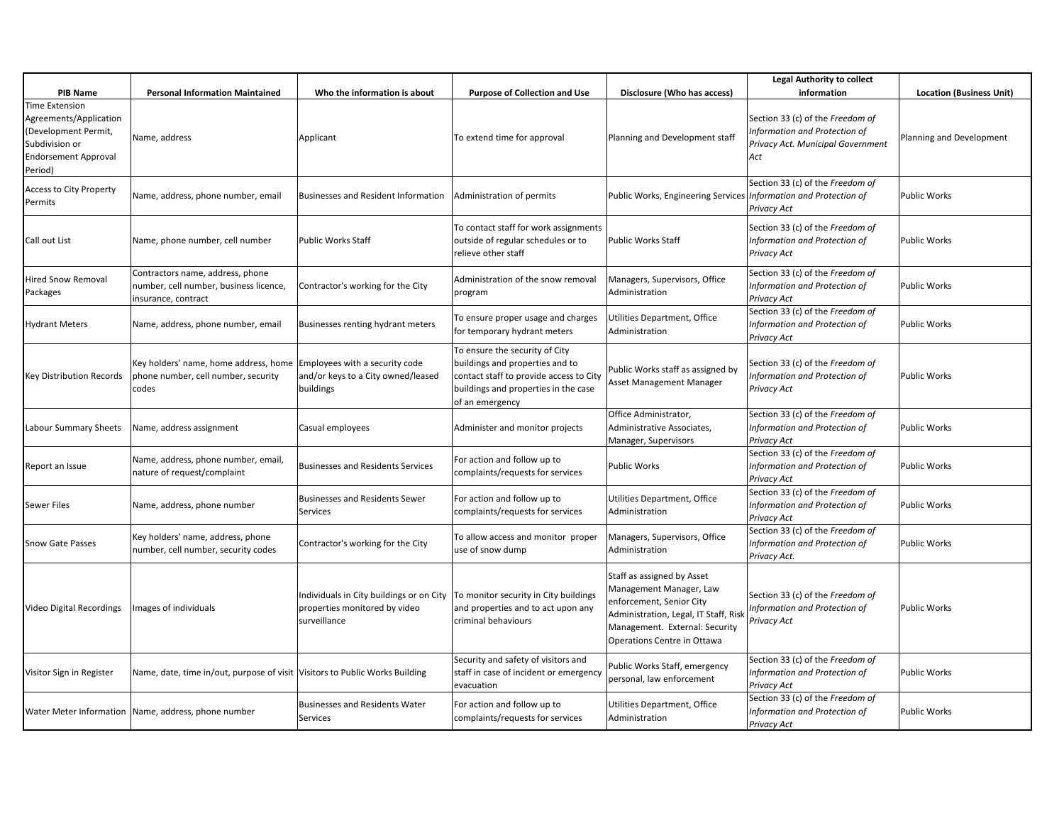| PIB Name | Personal Information Maintained | Who the information is about | Purpose of Collection and Use | Disclosure (Who has access) | Legal Authority to collect information | Location (Business Unit) |
|---|---|---|---|---|---|---|
| Time Extension Agreements/Application (Development Permit, Subdivision or Endorsement Approval Period) | Name, address | Applicant | To extend time for approval | Planning and Development staff | Section 33 (c) of the *Freedom of Information and Protection of Privacy Act. Municipal Government Act* | Planning and Development |
| Access to City Property Permits | Name, address, phone number, email | Businesses and Resident Information | Administration of permits | Public Works, Engineering Services | Section 33 (c) of the *Freedom of Information and Protection of Privacy Act* | Public Works |
| Call out List | Name, phone number, cell number | Public Works Staff | To contact staff for work assignments outside of regular schedules or to relieve other staff | Public Works Staff | Section 33 (c) of the *Freedom of Information and Protection of Privacy Act* | Public Works |
| Hired Snow Removal Packages | Contractors name, address, phone number, cell number, business licence, insurance, contract | Contractor's working for the City | Administration of the snow removal program | Managers, Supervisors, Office Administration | Section 33 (c) of the *Freedom of Information and Protection of Privacy Act* | Public Works |
| Hydrant Meters | Name, address, phone number, email | Businesses renting hydrant meters | To ensure proper usage and charges for temporary hydrant meters | Utilities Department, Office Administration | Section 33 (c) of the *Freedom of Information and Protection of Privacy Act* | Public Works |
| Key Distribution Records | Key holders' name, home address, home phone number, cell number, security codes | Employees with a security code and/or keys to a City owned/leased buildings | To ensure the security of City buildings and properties and to contact staff to provide access to City buildings and properties in the case of an emergency | Public Works staff as assigned by Asset Management Manager | Section 33 (c) of the *Freedom of Information and Protection of Privacy Act* | Public Works |
| Labour Summary Sheets | Name, address assignment | Casual employees | Administer and monitor projects | Office Administrator, Administrative Associates, Manager, Supervisors | Section 33 (c) of the *Freedom of Information and Protection of Privacy Act* | Public Works |
| Report an Issue | Name, address, phone number, email, nature of request/complaint | Businesses and Residents Services | For action and follow up to complaints/requests for services | Public Works | Section 33 (c) of the *Freedom of Information and Protection of Privacy Act* | Public Works |
| Sewer Files | Name, address, phone number | Businesses and Residents Sewer Services | For action and follow up to complaints/requests for services | Utilities Department, Office Administration | Section 33 (c) of the *Freedom of Information and Protection of Privacy Act* | Public Works |
| Snow Gate Passes | Key holders' name, address, phone number, cell number, security codes | Contractor's working for the City | To allow access and monitor proper use of snow dump | Managers, Supervisors, Office Administration | Section 33 (c) of the *Freedom of Information and Protection of Privacy Act.* | Public Works |
| Video Digital Recordings | Images of individuals | Individuals in City buildings or on City properties monitored by video surveillance | To monitor security in City buildings and properties and to act upon any criminal behaviours | Staff as assigned by Asset Management Manager, Law enforcement, Senior City Administration, Legal, IT Staff, Risk Management. External: Security Operations Centre in Ottawa | Section 33 (c) of the *Freedom of Information and Protection of Privacy Act* | Public Works |
| Visitor Sign in Register | Name, date, time in/out, purpose of visit | Visitors to Public Works Building | Security and safety of visitors and staff in case of incident or emergency evacuation | Public Works Staff, emergency personal, law enforcement | Section 33 (c) of the *Freedom of Information and Protection of Privacy Act* | Public Works |
| Water Meter Information | Name, address, phone number | Businesses and Residents Water Services | For action and follow up to complaints/requests for services | Utilities Department, Office Administration | Section 33 (c) of the *Freedom of Information and Protection of Privacy Act* | Public Works |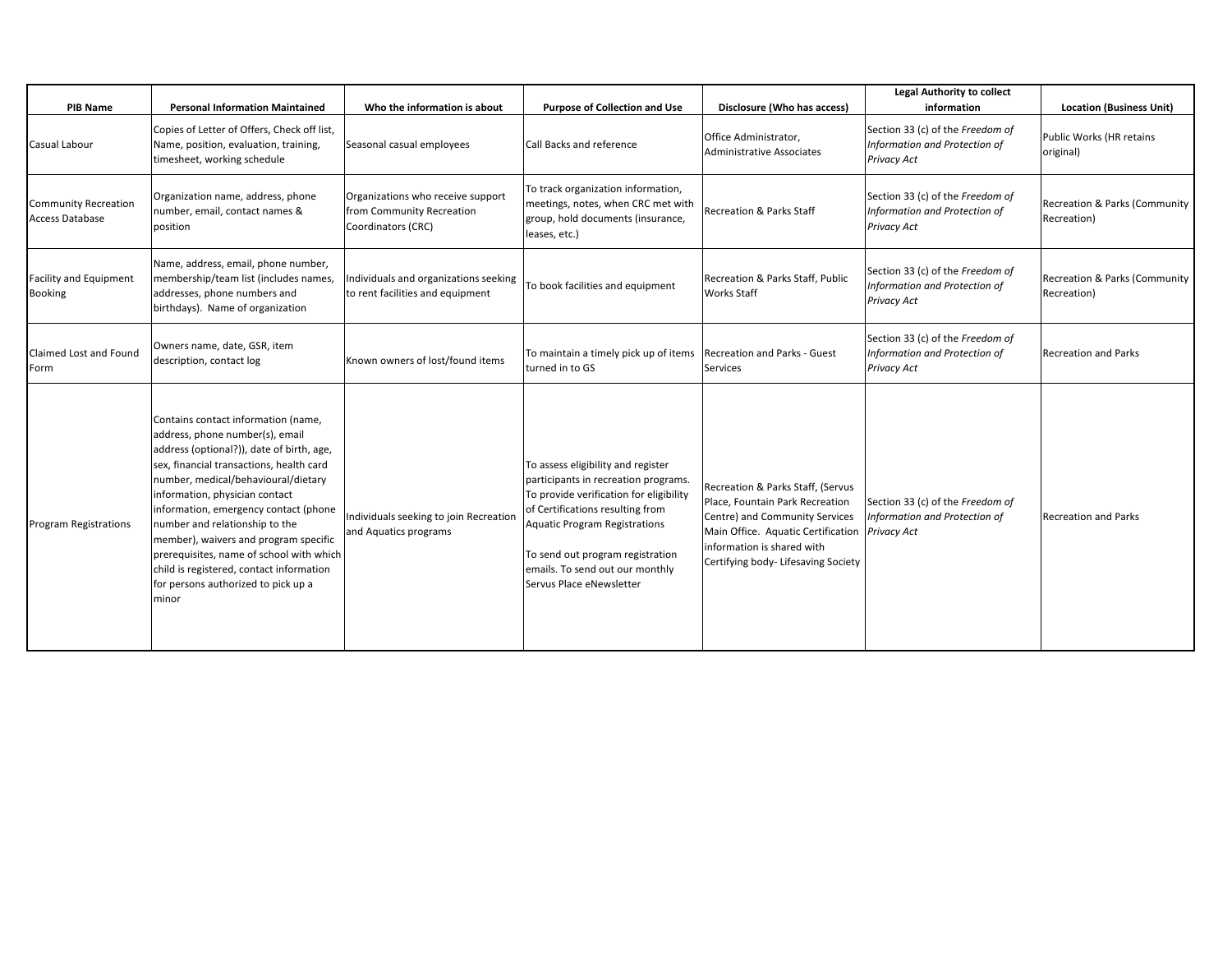| PIB Name | Personal Information Maintained | Who the information is about | Purpose of Collection and Use | Disclosure (Who has access) | Legal Authority to collect information | Location (Business Unit) |
|---|---|---|---|---|---|---|
| Casual Labour | Copies of Letter of Offers, Check off list, Name, position, evaluation, training, timesheet, working schedule | Seasonal casual employees | Call Backs and reference | Office Administrator, Administrative Associates | Section 33 (c) of the *Freedom of Information and Protection of Privacy Act* | Public Works (HR retains original) |
| Community Recreation Access Database | Organization name, address, phone number, email, contact names & position | Organizations who receive support from Community Recreation Coordinators (CRC) | To track organization information, meetings, notes, when CRC met with group, hold documents (insurance, leases, etc.) | Recreation & Parks Staff | Section 33 (c) of the *Freedom of Information and Protection of Privacy Act* | Recreation & Parks (Community Recreation) |
| Facility and Equipment Booking | Name, address, email, phone number, membership/team list (includes names, addresses, phone numbers and birthdays). Name of organization | Individuals and organizations seeking to rent facilities and equipment | To book facilities and equipment | Recreation & Parks Staff, Public Works Staff | Section 33 (c) of the *Freedom of Information and Protection of Privacy Act* | Recreation & Parks (Community Recreation) |
| Claimed Lost and Found Form | Owners name, date, GSR, item description, contact log | Known owners of lost/found items | To maintain a timely pick up of items turned in to GS | Recreation and Parks - Guest Services | Section 33 (c) of the *Freedom of Information and Protection of Privacy Act* | Recreation and Parks |
| Program Registrations | Contains contact information (name, address, phone number(s), email address (optional?)), date of birth, age, sex, financial transactions, health card number, medical/behavioural/dietary information, physician contact information, emergency contact (phone number and relationship to the member), waivers and program specific prerequisites, name of school with which child is registered, contact information for persons authorized to pick up a minor | Individuals seeking to join Recreation and Aquatics programs | To assess eligibility and register participants in recreation programs. To provide verification for eligibility of Certifications resulting from Aquatic Program Registrations<br><br>To send out program registration emails. To send out our monthly Servus Place eNewsletter | Recreation & Parks Staff, (Servus Place, Fountain Park Recreation Centre) and Community Services Main Office. Aquatic Certification information is shared with Certifying body- Lifesaving Society | Section 33 (c) of the *Freedom of Information and Protection of Privacy Act* | Recreation and Parks |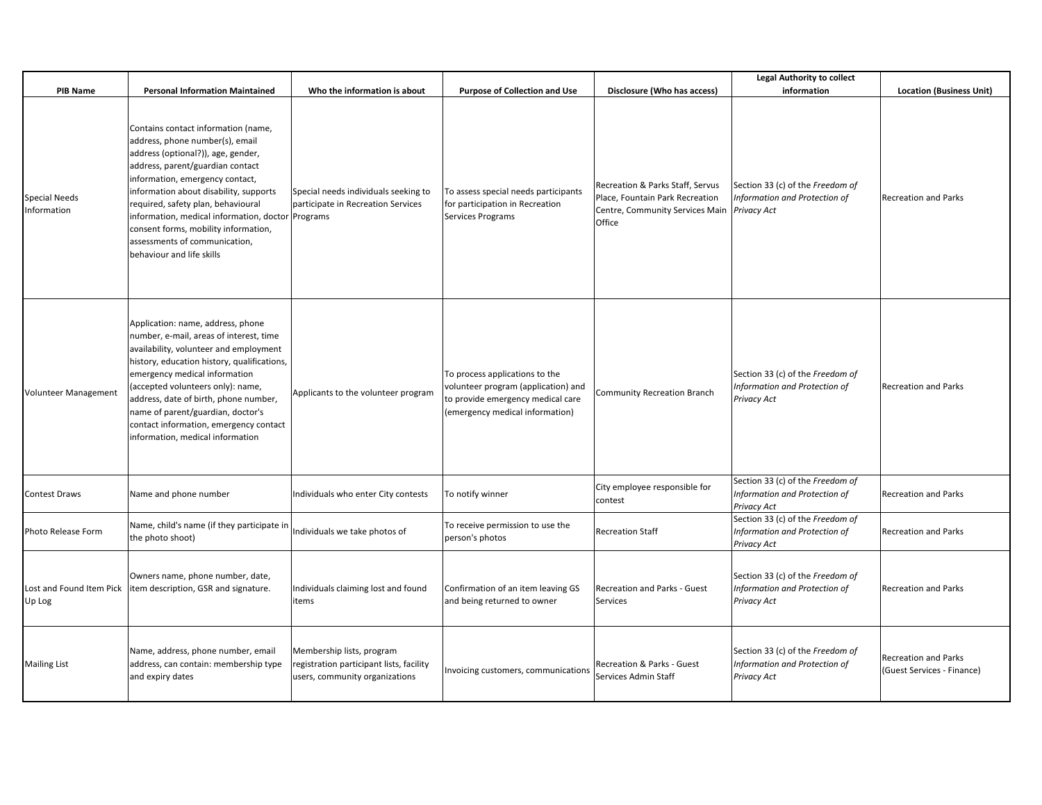| PIB Name | Personal Information Maintained | Who the information is about | Purpose of Collection and Use | Disclosure (Who has access) | Legal Authority to collect information | Location (Business Unit) |
|---|---|---|---|---|---|---|
| Special Needs Information | Contains contact information (name, address, phone number(s), email address (optional?)), age, gender, address, parent/guardian contact information, emergency contact, information about disability, supports required, safety plan, behavioural information, medical information, doctor consent forms, mobility information, assessments of communication, behaviour and life skills | Special needs individuals seeking to participate in Recreation Services Programs | To assess special needs participants for participation in Recreation Services Programs | Recreation & Parks Staff, Servus Place, Fountain Park Recreation Centre, Community Services Main Office | Section 33 (c) of the *Freedom of Information and Protection of Privacy Act* | Recreation and Parks |
| Volunteer Management | Application: name, address, phone number, e-mail, areas of interest, time availability, volunteer and employment history, education history, qualifications, emergency medical information (accepted volunteers only): name, address, date of birth, phone number, name of parent/guardian, doctor's contact information, emergency contact information, medical information | Applicants to the volunteer program | To process applications to the volunteer program (application) and to provide emergency medical care (emergency medical information) | Community Recreation Branch | Section 33 (c) of the *Freedom of Information and Protection of Privacy Act* | Recreation and Parks |
| Contest Draws | Name and phone number | Individuals who enter City contests | To notify winner | City employee responsible for contest | Section 33 (c) of the *Freedom of Information and Protection of Privacy Act* | Recreation and Parks |
| Photo Release Form | Name, child's name (if they participate in the photo shoot) | Individuals we take photos of | To receive permission to use the person's photos | Recreation Staff | Section 33 (c) of the *Freedom of Information and Protection of Privacy Act* | Recreation and Parks |
| Lost and Found Item Pick Up Log | Owners name, phone number, date, item description, GSR and signature. | Individuals claiming lost and found items | Confirmation of an item leaving GS and being returned to owner | Recreation and Parks - Guest Services | Section 33 (c) of the *Freedom of Information and Protection of Privacy Act* | Recreation and Parks |
| Mailing List | Name, address, phone number, email address, can contain: membership type and expiry dates | Membership lists, program registration participant lists, facility users, community organizations | Invoicing customers, communications | Recreation & Parks - Guest Services Admin Staff | Section 33 (c) of the *Freedom of Information and Protection of Privacy Act* | Recreation and Parks (Guest Services - Finance) |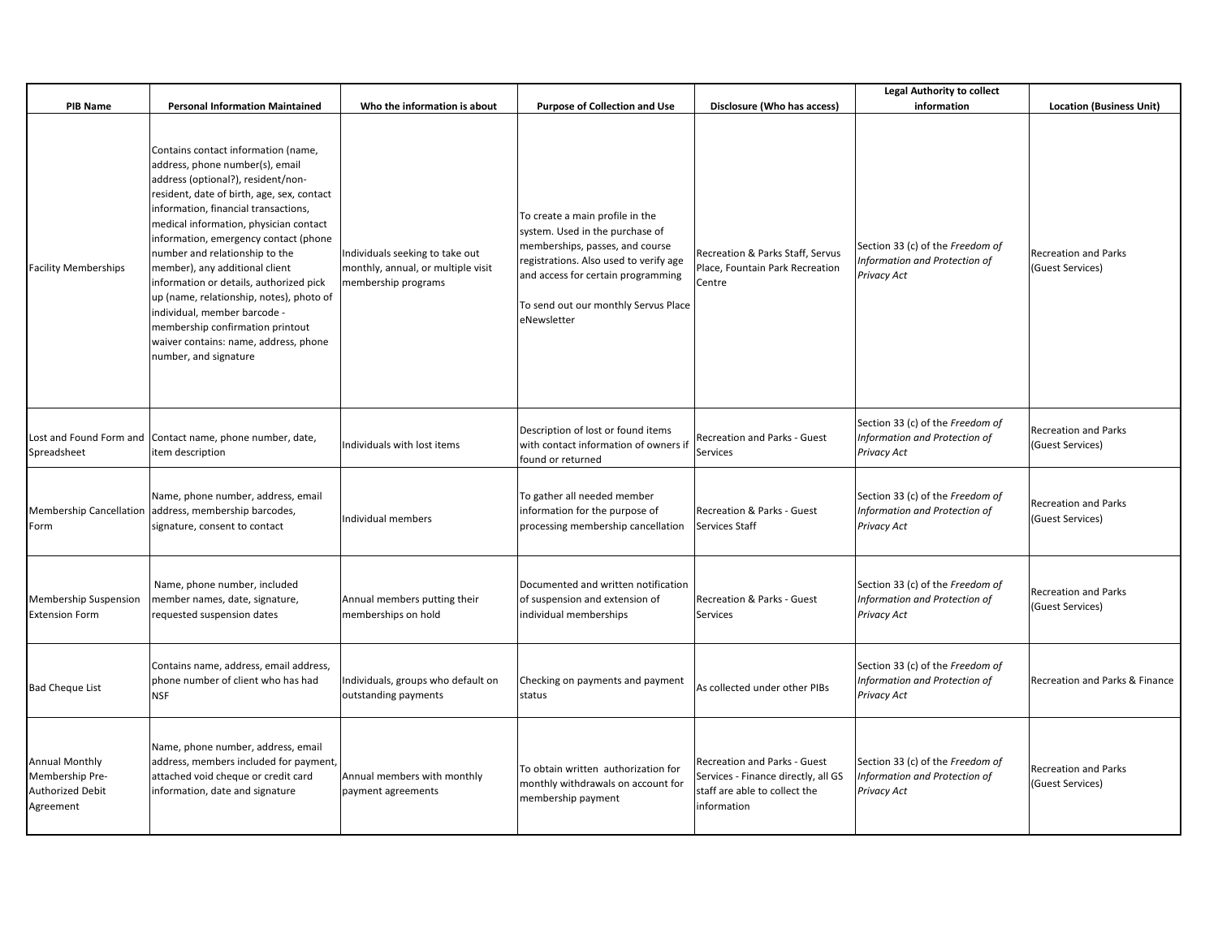| PIB Name | Personal Information Maintained | Who the information is about | Purpose of Collection and Use | Disclosure (Who has access) | Legal Authority to collect information | Location (Business Unit) |
|---|---|---|---|---|---|---|
| Facility Memberships | Contains contact information (name, address, phone number(s), email address (optional?), resident/non-resident, date of birth, age, sex, contact information, financial transactions, medical information, physician contact information, emergency contact (phone number and relationship to the member), any additional client information or details, authorized pick up (name, relationship, notes), photo of individual, member barcode - membership confirmation printout waiver contains: name, address, phone number, and signature | Individuals seeking to take out monthly, annual, or multiple visit membership programs | To create a main profile in the system. Used in the purchase of memberships, passes, and course registrations. Also used to verify age and access for certain programming<br><br>To send out our monthly Servus Place eNewsletter | Recreation & Parks Staff, Servus Place, Fountain Park Recreation Centre | Section 33 (c) of the *Freedom of Information and Protection of Privacy Act* | Recreation and Parks (Guest Services) |
| Lost and Found Form and Spreadsheet | Contact name, phone number, date, item description | Individuals with lost items | Description of lost or found items with contact information of owners if found or returned | Recreation and Parks - Guest Services | Section 33 (c) of the *Freedom of Information and Protection of Privacy Act* | Recreation and Parks (Guest Services) |
| Membership Cancellation Form | Name, phone number, address, email address, membership barcodes, signature, consent to contact | Individual members | To gather all needed member information for the purpose of processing membership cancellation | Recreation & Parks - Guest Services Staff | Section 33 (c) of the *Freedom of Information and Protection of Privacy Act* | Recreation and Parks (Guest Services) |
| Membership Suspension Extension Form | Name, phone number, included member names, date, signature, requested suspension dates | Annual members putting their memberships on hold | Documented and written notification of suspension and extension of individual memberships | Recreation & Parks - Guest Services | Section 33 (c) of the *Freedom of Information and Protection of Privacy Act* | Recreation and Parks (Guest Services) |
| Bad Cheque List | Contains name, address, email address, phone number of client who has had NSF | Individuals, groups who default on outstanding payments | Checking on payments and payment status | As collected under other PIBs | Section 33 (c) of the *Freedom of Information and Protection of Privacy Act* | Recreation and Parks & Finance |
| Annual Monthly Membership Pre-Authorized Debit Agreement | Name, phone number, address, email address, members included for payment, attached void cheque or credit card information, date and signature | Annual members with monthly payment agreements | To obtain written authorization for monthly withdrawals on account for membership payment | Recreation and Parks - Guest Services - Finance directly, all GS staff are able to collect the information | Section 33 (c) of the *Freedom of Information and Protection of Privacy Act* | Recreation and Parks (Guest Services) |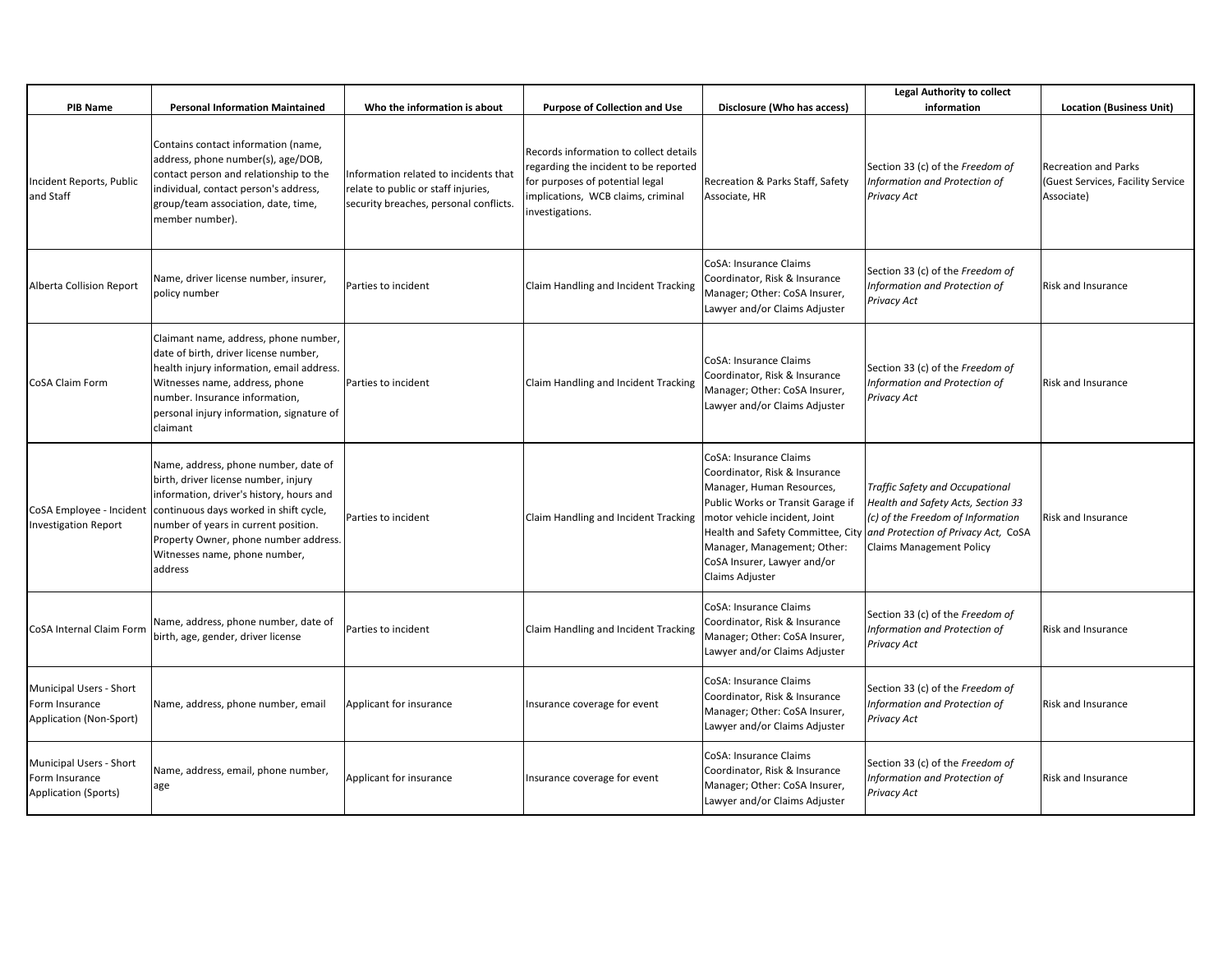| PIB Name | Personal Information Maintained | Who the information is about | Purpose of Collection and Use | Disclosure (Who has access) | Legal Authority to collect information | Location (Business Unit) |
|---|---|---|---|---|---|---|
| Incident Reports, Public and Staff | Contains contact information (name, address, phone number(s), age/DOB, contact person and relationship to the individual, contact person's address, group/team association, date, time, member number). | Information related to incidents that relate to public or staff injuries, security breaches, personal conflicts. | Records information to collect details regarding the incident to be reported for purposes of potential legal implications, WCB claims, criminal investigations. | Recreation & Parks Staff, Safety Associate, HR | Section 33 (c) of the *Freedom of Information and Protection of Privacy Act* | Recreation and Parks (Guest Services, Facility Service Associate) |
| Alberta Collision Report | Name, driver license number, insurer, policy number | Parties to incident | Claim Handling and Incident Tracking | CoSA: Insurance Claims Coordinator, Risk & Insurance Manager; Other: CoSA Insurer, Lawyer and/or Claims Adjuster | Section 33 (c) of the *Freedom of Information and Protection of Privacy Act* | Risk and Insurance |
| CoSA Claim Form | Claimant name, address, phone number, date of birth, driver license number, health injury information, email address. Witnesses name, address, phone number. Insurance information, personal injury information, signature of claimant | Parties to incident | Claim Handling and Incident Tracking | CoSA: Insurance Claims Coordinator, Risk & Insurance Manager; Other: CoSA Insurer, Lawyer and/or Claims Adjuster | Section 33 (c) of the *Freedom of Information and Protection of Privacy Act* | Risk and Insurance |
| CoSA Employee - Incident Investigation Report | Name, address, phone number, date of birth, driver license number, injury information, driver's history, hours and continuous days worked in shift cycle, number of years in current position. Property Owner, phone number address. Witnesses name, phone number, address | Parties to incident | Claim Handling and Incident Tracking | CoSA: Insurance Claims Coordinator, Risk & Insurance Manager, Human Resources, Public Works or Transit Garage if motor vehicle incident, Joint Health and Safety Committee, City Manager, Management; Other: CoSA Insurer, Lawyer and/or Claims Adjuster | *Traffic Safety and Occupational Health and Safety Acts, Section 33 (c) of the Freedom of Information and Protection of Privacy Act,* CoSA Claims Management Policy | Risk and Insurance |
| CoSA Internal Claim Form | Name, address, phone number, date of birth, age, gender, driver license | Parties to incident | Claim Handling and Incident Tracking | CoSA: Insurance Claims Coordinator, Risk & Insurance Manager; Other: CoSA Insurer, Lawyer and/or Claims Adjuster | Section 33 (c) of the *Freedom of Information and Protection of Privacy Act* | Risk and Insurance |
| Municipal Users - Short Form Insurance Application (Non-Sport) | Name, address, phone number, email | Applicant for insurance | Insurance coverage for event | CoSA: Insurance Claims Coordinator, Risk & Insurance Manager; Other: CoSA Insurer, Lawyer and/or Claims Adjuster | Section 33 (c) of the *Freedom of Information and Protection of Privacy Act* | Risk and Insurance |
| Municipal Users - Short Form Insurance Application (Sports) | Name, address, email, phone number, age | Applicant for insurance | Insurance coverage for event | CoSA: Insurance Claims Coordinator, Risk & Insurance Manager; Other: CoSA Insurer, Lawyer and/or Claims Adjuster | Section 33 (c) of the *Freedom of Information and Protection of Privacy Act* | Risk and Insurance |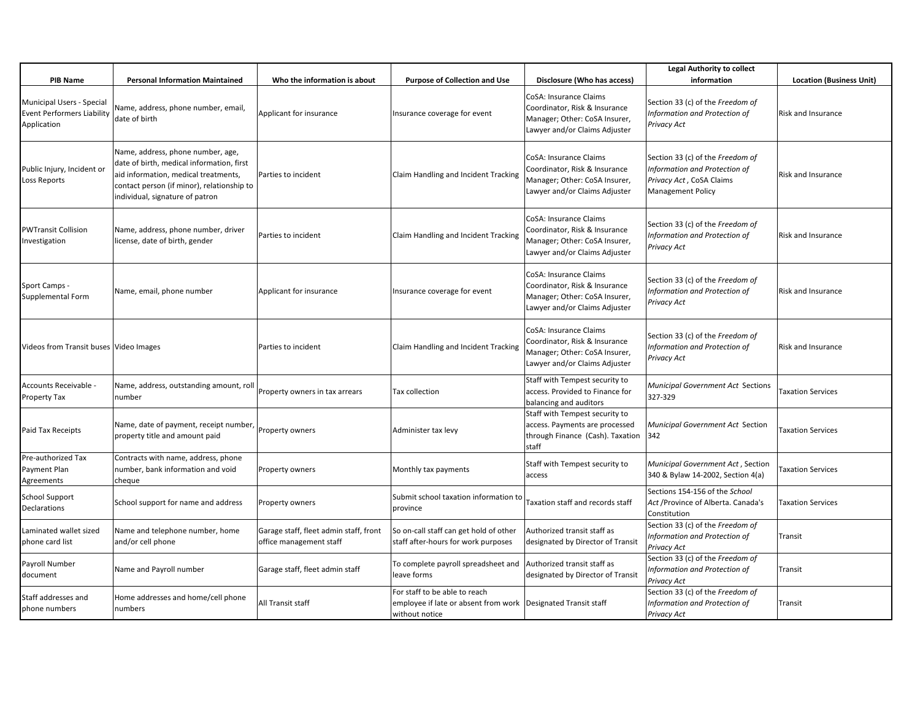| PIB Name | Personal Information Maintained | Who the information is about | Purpose of Collection and Use | Disclosure (Who has access) | Legal Authority to collect information | Location (Business Unit) |
|---|---|---|---|---|---|---|
| Municipal Users - Special Event Performers Liability Application | Name, address, phone number, email, date of birth | Applicant for insurance | Insurance coverage for event | CoSA: Insurance Claims Coordinator, Risk & Insurance Manager; Other: CoSA Insurer, Lawyer and/or Claims Adjuster | Section 33 (c) of the *Freedom of Information and Protection of Privacy Act* | Risk and Insurance |
| Public Injury, Incident or Loss Reports | Name, address, phone number, age, date of birth, medical information, first aid information, medical treatments, contact person (if minor), relationship to individual, signature of patron | Parties to incident | Claim Handling and Incident Tracking | CoSA: Insurance Claims Coordinator, Risk & Insurance Manager; Other: CoSA Insurer, Lawyer and/or Claims Adjuster | Section 33 (c) of the *Freedom of Information and Protection of Privacy Act* , CoSA Claims Management Policy | Risk and Insurance |
| PWTransit Collision Investigation | Name, address, phone number, driver license, date of birth, gender | Parties to incident | Claim Handling and Incident Tracking | CoSA: Insurance Claims Coordinator, Risk & Insurance Manager; Other: CoSA Insurer, Lawyer and/or Claims Adjuster | Section 33 (c) of the *Freedom of Information and Protection of Privacy Act* | Risk and Insurance |
| Sport Camps - Supplemental Form | Name, email, phone number | Applicant for insurance | Insurance coverage for event | CoSA: Insurance Claims Coordinator, Risk & Insurance Manager; Other: CoSA Insurer, Lawyer and/or Claims Adjuster | Section 33 (c) of the *Freedom of Information and Protection of Privacy Act* | Risk and Insurance |
| Videos from Transit buses | Video Images | Parties to incident | Claim Handling and Incident Tracking | CoSA: Insurance Claims Coordinator, Risk & Insurance Manager; Other: CoSA Insurer, Lawyer and/or Claims Adjuster | Section 33 (c) of the *Freedom of Information and Protection of Privacy Act* | Risk and Insurance |
| Accounts Receivable - Property Tax | Name, address, outstanding amount, roll number | Property owners in tax arrears | Tax collection | Staff with Tempest security to access. Provided to Finance for balancing and auditors | *Municipal Government Act* Sections 327-329 | Taxation Services |
| Paid Tax Receipts | Name, date of payment, receipt number, property title and amount paid | Property owners | Administer tax levy | Staff with Tempest security to access. Payments are processed through Finance (Cash). Taxation staff | *Municipal Government Act* Section 342 | Taxation Services |
| Pre-authorized Tax Payment Plan Agreements | Contracts with name, address, phone number, bank information and void cheque | Property owners | Monthly tax payments | Staff with Tempest security to access | *Municipal Government Act* , Section 340 & Bylaw 14-2002, Section 4(a) | Taxation Services |
| School Support Declarations | School support for name and address | Property owners | Submit school taxation information to province | Taxation staff and records staff | Sections 154-156 of the *School Act* /Province of Alberta. Canada's Constitution | Taxation Services |
| Laminated wallet sized phone card list | Name and telephone number, home and/or cell phone | Garage staff, fleet admin staff, front office management staff | So on-call staff can get hold of other staff after-hours for work purposes | Authorized transit staff as designated by Director of Transit | Section 33 (c) of the *Freedom of Information and Protection of Privacy Act* | Transit |
| Payroll Number document | Name and Payroll number | Garage staff, fleet admin staff | To complete payroll spreadsheet and leave forms | Authorized transit staff as designated by Director of Transit | Section 33 (c) of the *Freedom of Information and Protection of Privacy Act* | Transit |
| Staff addresses and phone numbers | Home addresses and home/cell phone numbers | All Transit staff | For staff to be able to reach employee if late or absent from work without notice | Designated Transit staff | Section 33 (c) of the *Freedom of Information and Protection of Privacy Act* | Transit |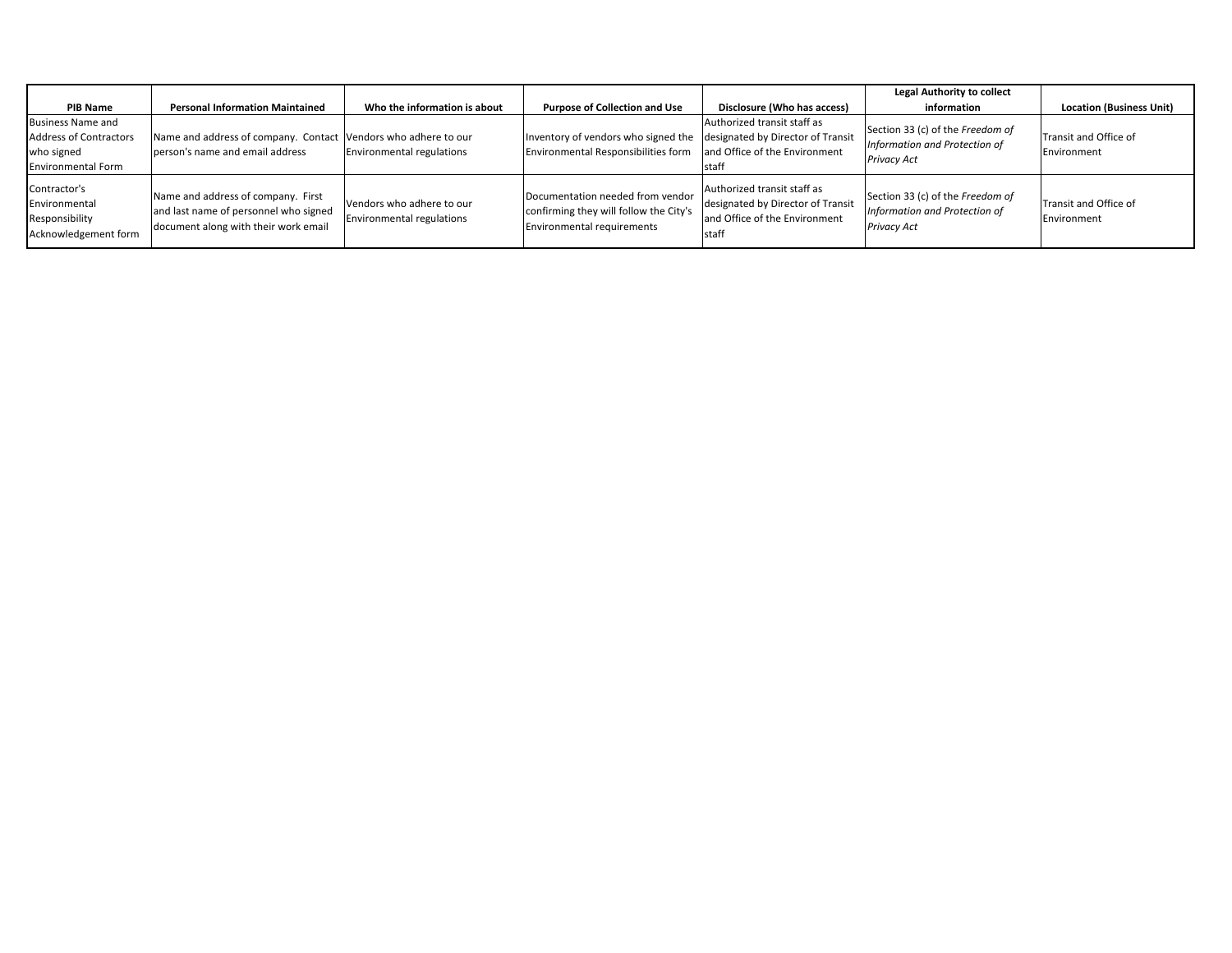| PIB Name | Personal Information Maintained | Who the information is about | Purpose of Collection and Use | Disclosure (Who has access) | Legal Authority to collect information | Location (Business Unit) |
|---|---|---|---|---|---|---|
| Business Name and Address of Contractors who signed Environmental Form | Name and address of company. Contact person's name and email address | Vendors who adhere to our Environmental regulations | Inventory of vendors who signed the Environmental Responsibilities form | Authorized transit staff as designated by Director of Transit and Office of the Environment staff | Section 33 (c) of the *Freedom of Information and Protection of Privacy Act* | Transit and Office of Environment |
| Contractor's Environmental Responsibility Acknowledgement form | Name and address of company. First and last name of personnel who signed document along with their work email | Vendors who adhere to our Environmental regulations | Documentation needed from vendor confirming they will follow the City's Environmental requirements | Authorized transit staff as designated by Director of Transit and Office of the Environment staff | Section 33 (c) of the *Freedom of Information and Protection of Privacy Act* | Transit and Office of Environment |